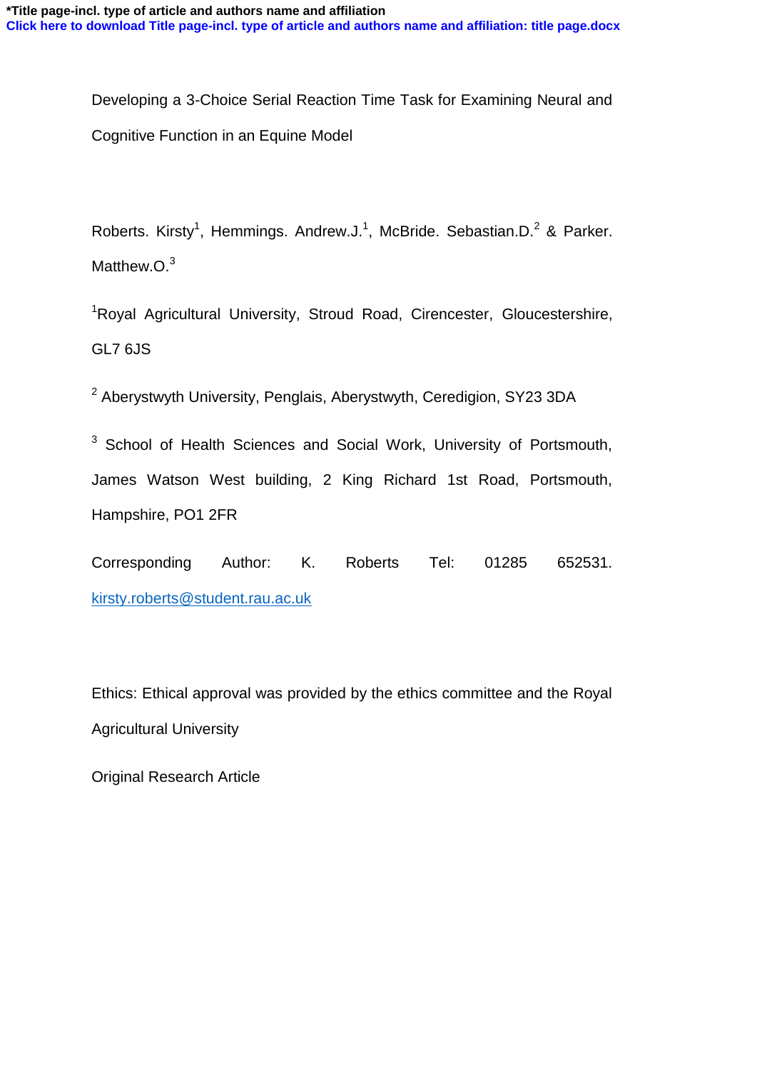**\*Title page-incl. type of article and authors name and affiliation**

**Click here to download Title page-incl. type of article and authors name and affiliation: title page.docx**

Developing a 3-Choice Serial Reaction Time Task for Examining Neural and Cognitive Function in an Equine Model

Roberts. Kirsty[1], Hemmings. Andrew.J.[1], McBride. Sebastian.D.[2] & Parker. Matthew.O.[3]

[1]Royal Agricultural University, Stroud Road, Cirencester, Gloucestershire, GL7 6JS

[2] Aberystwyth University, Penglais, Aberystwyth, Ceredigion, SY23 3DA

[3] School of Health Sciences and Social Work, University of Portsmouth, James Watson West building, 2 King Richard 1st Road, Portsmouth, Hampshire, PO1 2FR

Corresponding Author: K. Roberts Tel: 01285 652531. kirsty.roberts@student.rau.ac.uk

Ethics: Ethical approval was provided by the ethics committee and the Royal Agricultural University

Original Research Article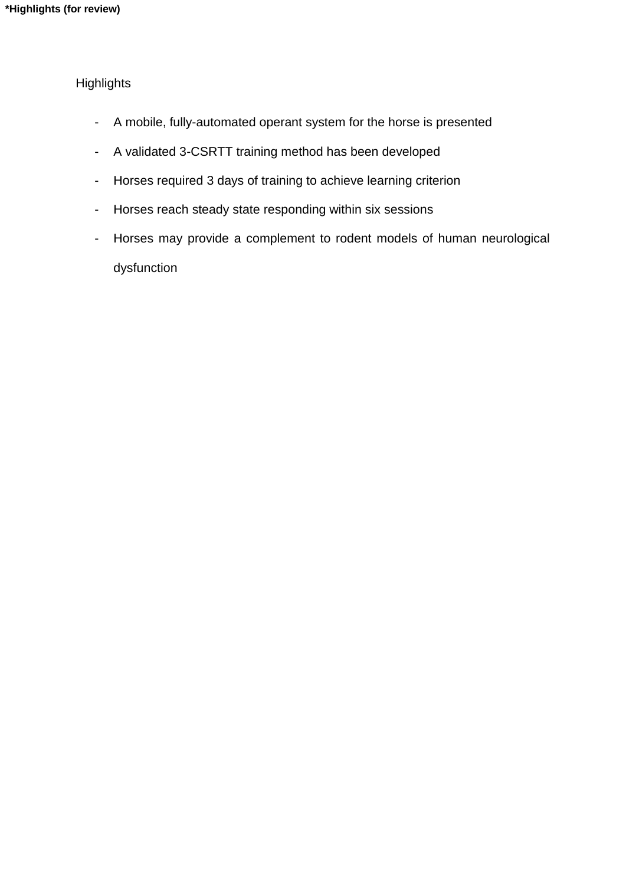**\*Highlights (for review)**

Highlights

- A mobile, fully-automated operant system for the horse is presented
- A validated 3-CSRTT training method has been developed
- Horses required 3 days of training to achieve learning criterion
- Horses reach steady state responding within six sessions
- Horses may provide a complement to rodent models of human neurological dysfunction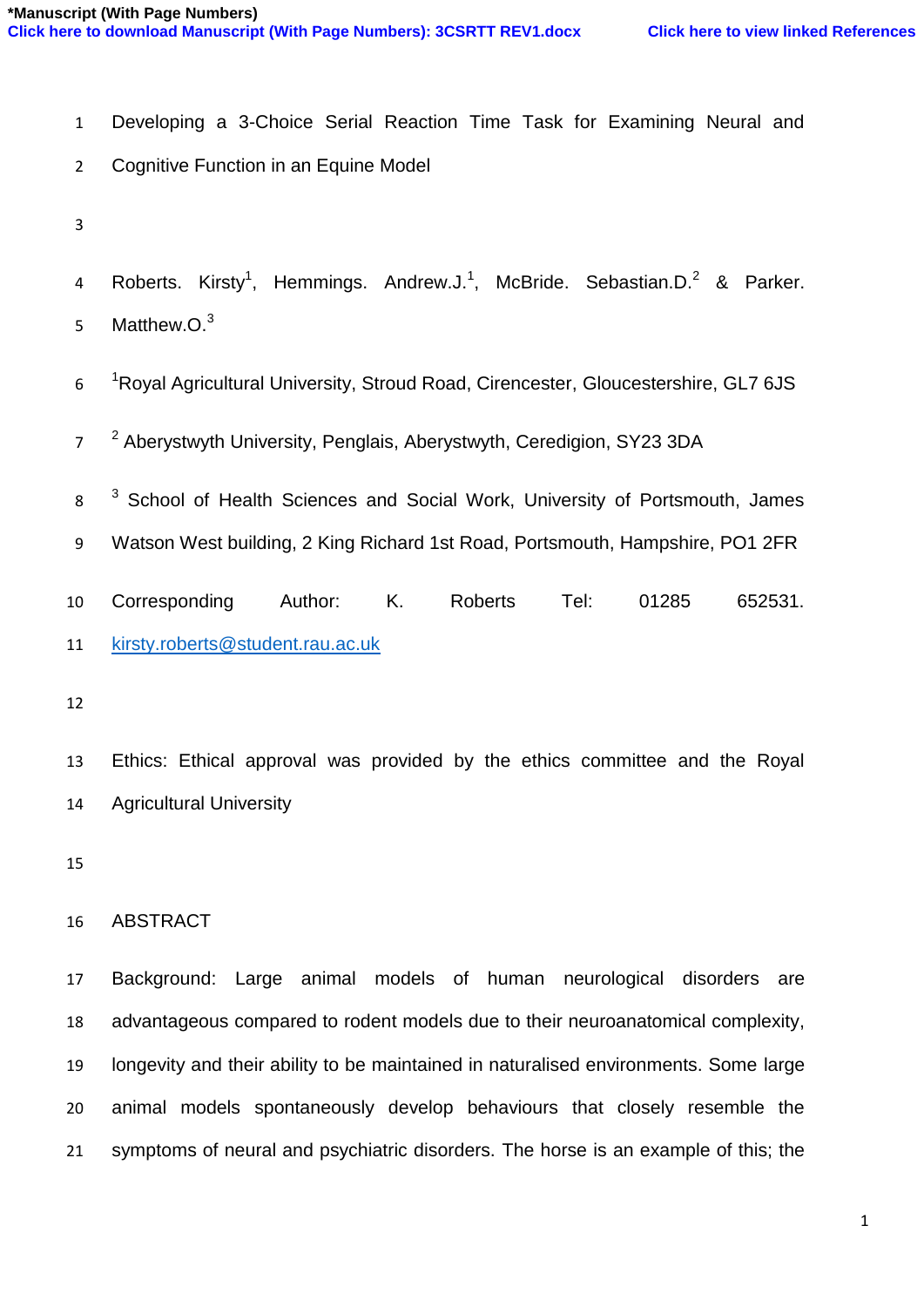*Manuscript (With Page Numbers)

Click here to download Manuscript (With Page Numbers): 3CSRTT REV1.docx    Click here to view linked References

# Developing a 3-Choice Serial Reaction Time Task for Examining Neural and Cognitive Function in an Equine Model

Roberts. Kirsty[1], Hemmings. Andrew.J.[1], McBride. Sebastian.D.[2] & Parker. Matthew.O.[3]

[1]Royal Agricultural University, Stroud Road, Cirencester, Gloucestershire, GL7 6JS

[2] Aberystwyth University, Penglais, Aberystwyth, Ceredigion, SY23 3DA

[3] School of Health Sciences and Social Work, University of Portsmouth, James Watson West building, 2 King Richard 1st Road, Portsmouth, Hampshire, PO1 2FR

Corresponding Author: K. Roberts Tel: 01285 652531. kirsty.roberts@student.rau.ac.uk

Ethics: Ethical approval was provided by the ethics committee and the Royal Agricultural University

## ABSTRACT

Background: Large animal models of human neurological disorders are advantageous compared to rodent models due to their neuroanatomical complexity, longevity and their ability to be maintained in naturalised environments. Some large animal models spontaneously develop behaviours that closely resemble the symptoms of neural and psychiatric disorders. The horse is an example of this; the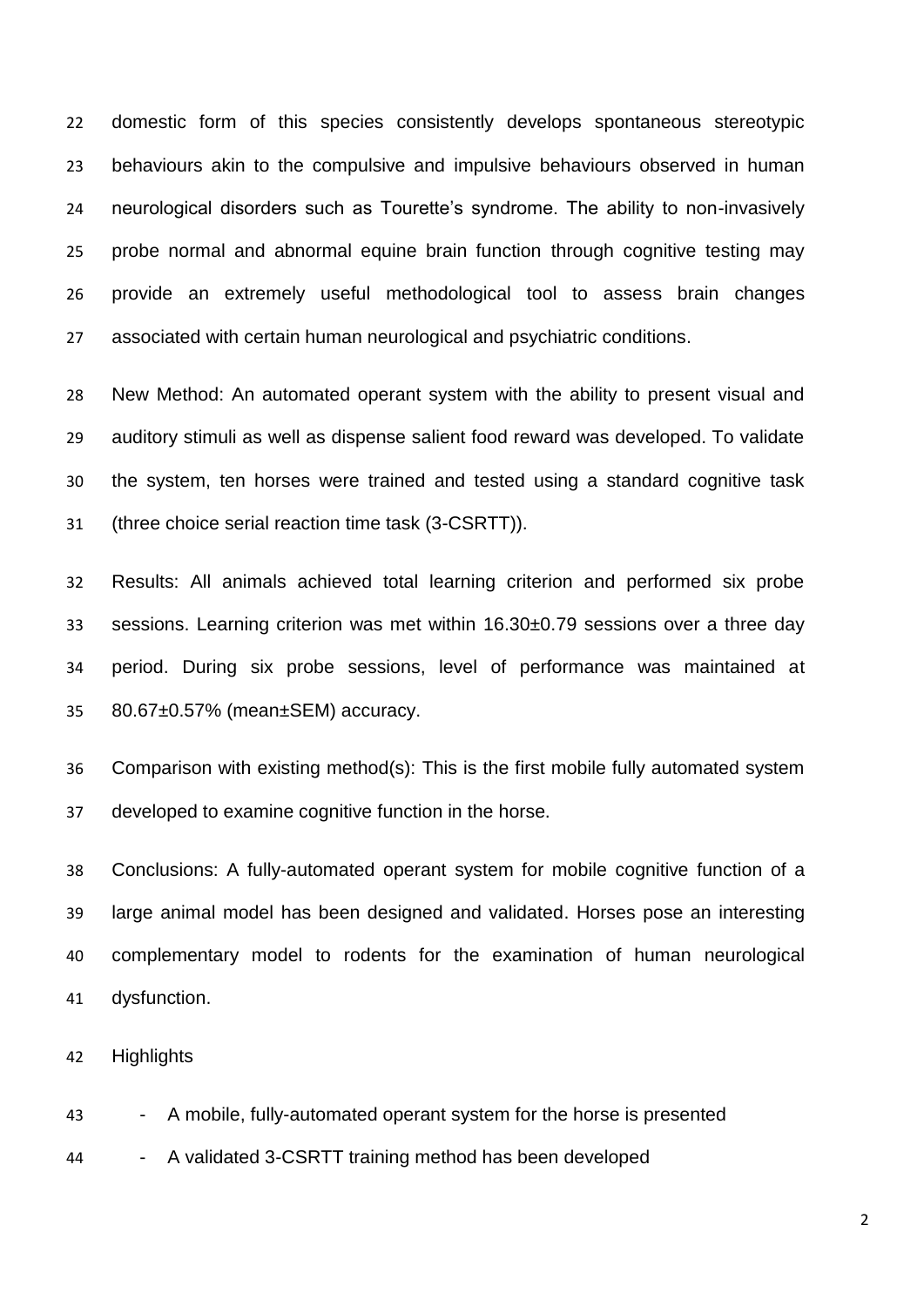domestic form of this species consistently develops spontaneous stereotypic behaviours akin to the compulsive and impulsive behaviours observed in human neurological disorders such as Tourette's syndrome. The ability to non-invasively probe normal and abnormal equine brain function through cognitive testing may provide an extremely useful methodological tool to assess brain changes associated with certain human neurological and psychiatric conditions.

New Method: An automated operant system with the ability to present visual and auditory stimuli as well as dispense salient food reward was developed. To validate the system, ten horses were trained and tested using a standard cognitive task (three choice serial reaction time task (3-CSRTT)).

Results: All animals achieved total learning criterion and performed six probe sessions. Learning criterion was met within 16.30±0.79 sessions over a three day period. During six probe sessions, level of performance was maintained at 80.67±0.57% (mean±SEM) accuracy.

Comparison with existing method(s): This is the first mobile fully automated system developed to examine cognitive function in the horse.

Conclusions: A fully-automated operant system for mobile cognitive function of a large animal model has been designed and validated. Horses pose an interesting complementary model to rodents for the examination of human neurological dysfunction.

Highlights

- A mobile, fully-automated operant system for the horse is presented
- A validated 3-CSRTT training method has been developed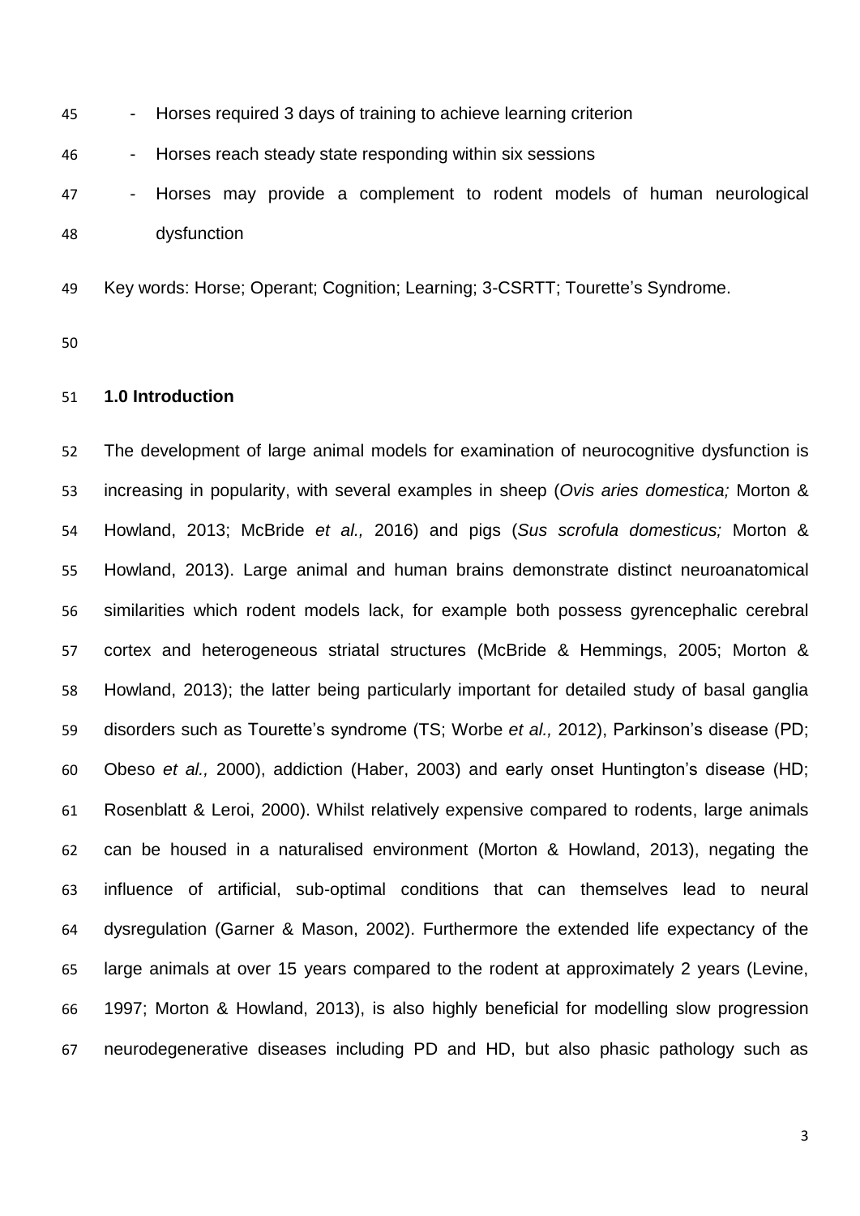- Horses required 3 days of training to achieve learning criterion
- Horses reach steady state responding within six sessions
- Horses may provide a complement to rodent models of human neurological dysfunction

Key words: Horse; Operant; Cognition; Learning; 3-CSRTT; Tourette's Syndrome.

## 1.0 Introduction

The development of large animal models for examination of neurocognitive dysfunction is increasing in popularity, with several examples in sheep (*Ovis aries domestica;* Morton & Howland, 2013; McBride *et al.,* 2016) and pigs (*Sus scrofula domesticus;* Morton & Howland, 2013). Large animal and human brains demonstrate distinct neuroanatomical similarities which rodent models lack, for example both possess gyrencephalic cerebral cortex and heterogeneous striatal structures (McBride & Hemmings, 2005; Morton & Howland, 2013); the latter being particularly important for detailed study of basal ganglia disorders such as Tourette's syndrome (TS; Worbe *et al.,* 2012), Parkinson's disease (PD; Obeso *et al.,* 2000), addiction (Haber, 2003) and early onset Huntington's disease (HD; Rosenblatt & Leroi, 2000). Whilst relatively expensive compared to rodents, large animals can be housed in a naturalised environment (Morton & Howland, 2013), negating the influence of artificial, sub-optimal conditions that can themselves lead to neural dysregulation (Garner & Mason, 2002). Furthermore the extended life expectancy of the large animals at over 15 years compared to the rodent at approximately 2 years (Levine, 1997; Morton & Howland, 2013), is also highly beneficial for modelling slow progression neurodegenerative diseases including PD and HD, but also phasic pathology such as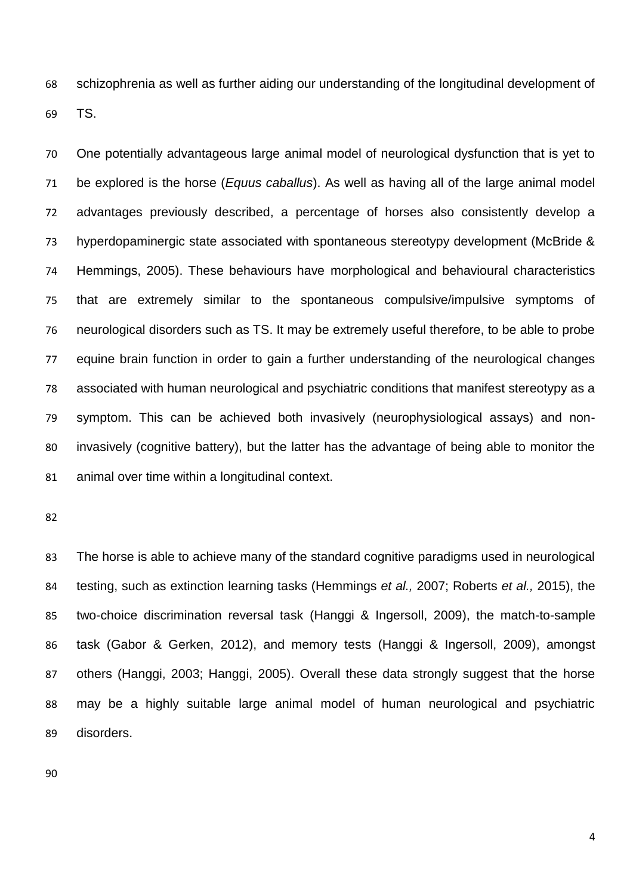schizophrenia as well as further aiding our understanding of the longitudinal development of TS.

One potentially advantageous large animal model of neurological dysfunction that is yet to be explored is the horse (*Equus caballus*). As well as having all of the large animal model advantages previously described, a percentage of horses also consistently develop a hyperdopaminergic state associated with spontaneous stereotypy development (McBride & Hemmings, 2005). These behaviours have morphological and behavioural characteristics that are extremely similar to the spontaneous compulsive/impulsive symptoms of neurological disorders such as TS. It may be extremely useful therefore, to be able to probe equine brain function in order to gain a further understanding of the neurological changes associated with human neurological and psychiatric conditions that manifest stereotypy as a symptom. This can be achieved both invasively (neurophysiological assays) and non-invasively (cognitive battery), but the latter has the advantage of being able to monitor the animal over time within a longitudinal context.

The horse is able to achieve many of the standard cognitive paradigms used in neurological testing, such as extinction learning tasks (Hemmings *et al.,* 2007; Roberts *et al.,* 2015), the two-choice discrimination reversal task (Hanggi & Ingersoll, 2009), the match-to-sample task (Gabor & Gerken, 2012), and memory tests (Hanggi & Ingersoll, 2009), amongst others (Hanggi, 2003; Hanggi, 2005). Overall these data strongly suggest that the horse may be a highly suitable large animal model of human neurological and psychiatric disorders.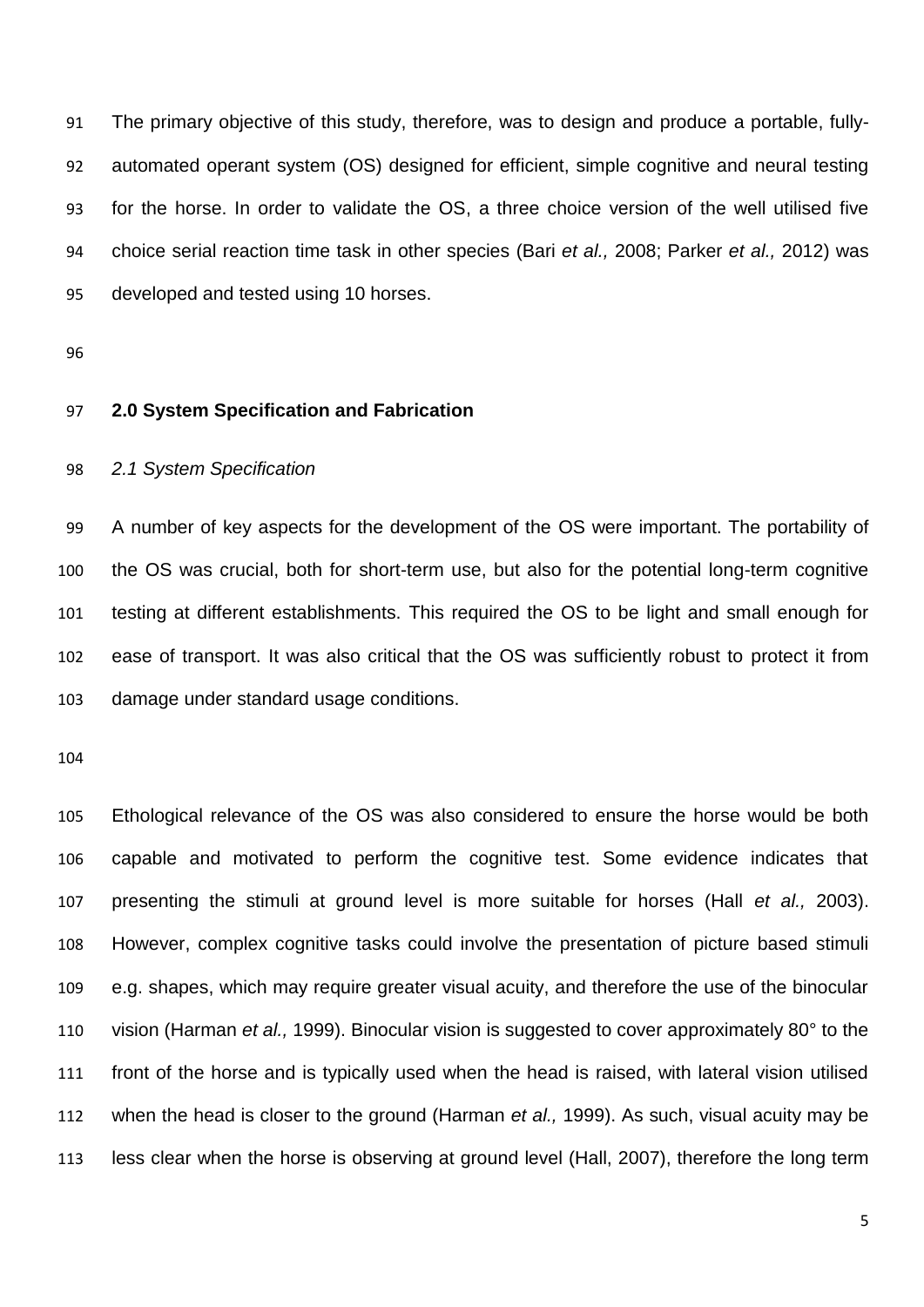The primary objective of this study, therefore, was to design and produce a portable, fully-automated operant system (OS) designed for efficient, simple cognitive and neural testing for the horse. In order to validate the OS, a three choice version of the well utilised five choice serial reaction time task in other species (Bari *et al.,* 2008; Parker *et al.,* 2012) was developed and tested using 10 horses.

## 2.0 System Specification and Fabrication

### *2.1 System Specification*

A number of key aspects for the development of the OS were important. The portability of the OS was crucial, both for short-term use, but also for the potential long-term cognitive testing at different establishments. This required the OS to be light and small enough for ease of transport. It was also critical that the OS was sufficiently robust to protect it from damage under standard usage conditions.

Ethological relevance of the OS was also considered to ensure the horse would be both capable and motivated to perform the cognitive test. Some evidence indicates that presenting the stimuli at ground level is more suitable for horses (Hall *et al.,* 2003). However, complex cognitive tasks could involve the presentation of picture based stimuli e.g. shapes, which may require greater visual acuity, and therefore the use of the binocular vision (Harman *et al.,* 1999). Binocular vision is suggested to cover approximately 80° to the front of the horse and is typically used when the head is raised, with lateral vision utilised when the head is closer to the ground (Harman *et al.,* 1999). As such, visual acuity may be less clear when the horse is observing at ground level (Hall, 2007), therefore the long term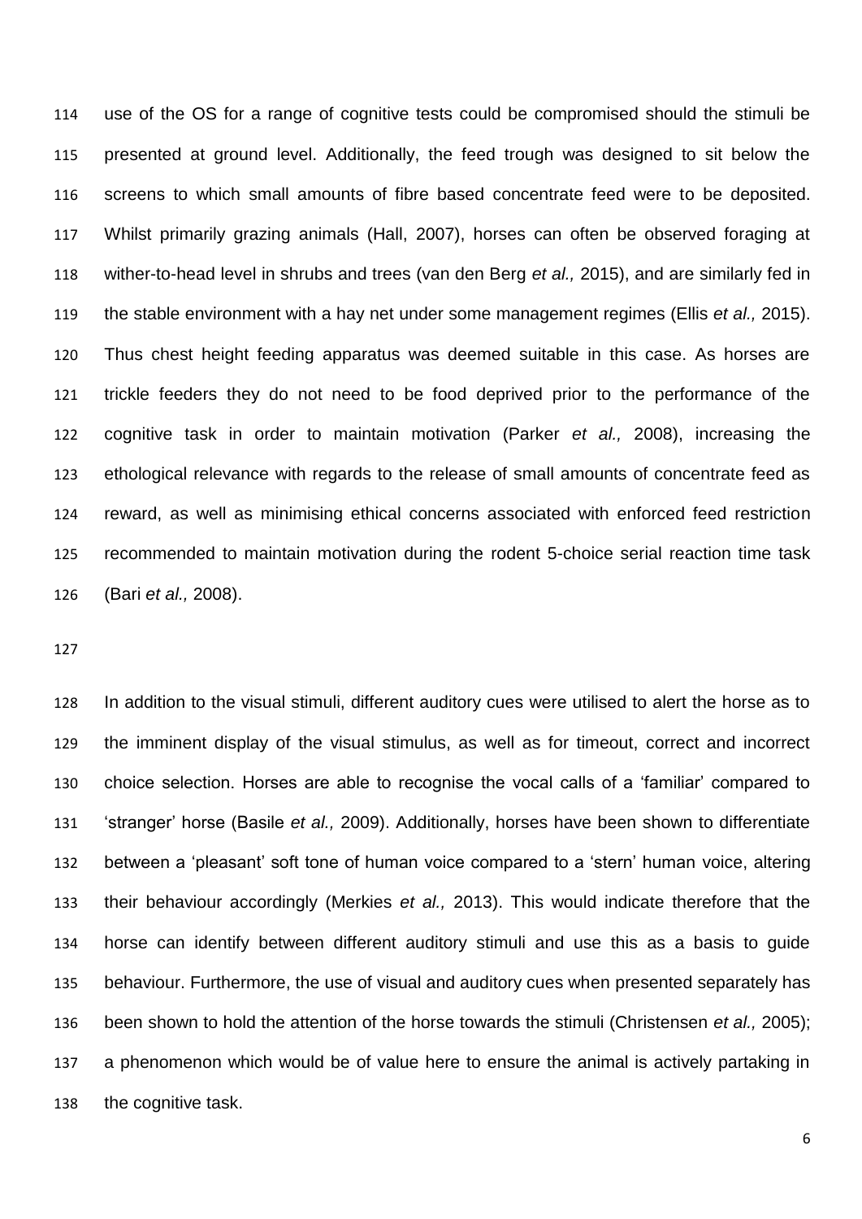use of the OS for a range of cognitive tests could be compromised should the stimuli be presented at ground level. Additionally, the feed trough was designed to sit below the screens to which small amounts of fibre based concentrate feed were to be deposited. Whilst primarily grazing animals (Hall, 2007), horses can often be observed foraging at wither-to-head level in shrubs and trees (van den Berg *et al.,* 2015), and are similarly fed in the stable environment with a hay net under some management regimes (Ellis *et al.,* 2015). Thus chest height feeding apparatus was deemed suitable in this case. As horses are trickle feeders they do not need to be food deprived prior to the performance of the cognitive task in order to maintain motivation (Parker *et al.,* 2008), increasing the ethological relevance with regards to the release of small amounts of concentrate feed as reward, as well as minimising ethical concerns associated with enforced feed restriction recommended to maintain motivation during the rodent 5-choice serial reaction time task (Bari *et al.,* 2008).

In addition to the visual stimuli, different auditory cues were utilised to alert the horse as to the imminent display of the visual stimulus, as well as for timeout, correct and incorrect choice selection. Horses are able to recognise the vocal calls of a 'familiar' compared to 'stranger' horse (Basile *et al.,* 2009). Additionally, horses have been shown to differentiate between a 'pleasant' soft tone of human voice compared to a 'stern' human voice, altering their behaviour accordingly (Merkies *et al.,* 2013). This would indicate therefore that the horse can identify between different auditory stimuli and use this as a basis to guide behaviour. Furthermore, the use of visual and auditory cues when presented separately has been shown to hold the attention of the horse towards the stimuli (Christensen *et al.,* 2005); a phenomenon which would be of value here to ensure the animal is actively partaking in the cognitive task.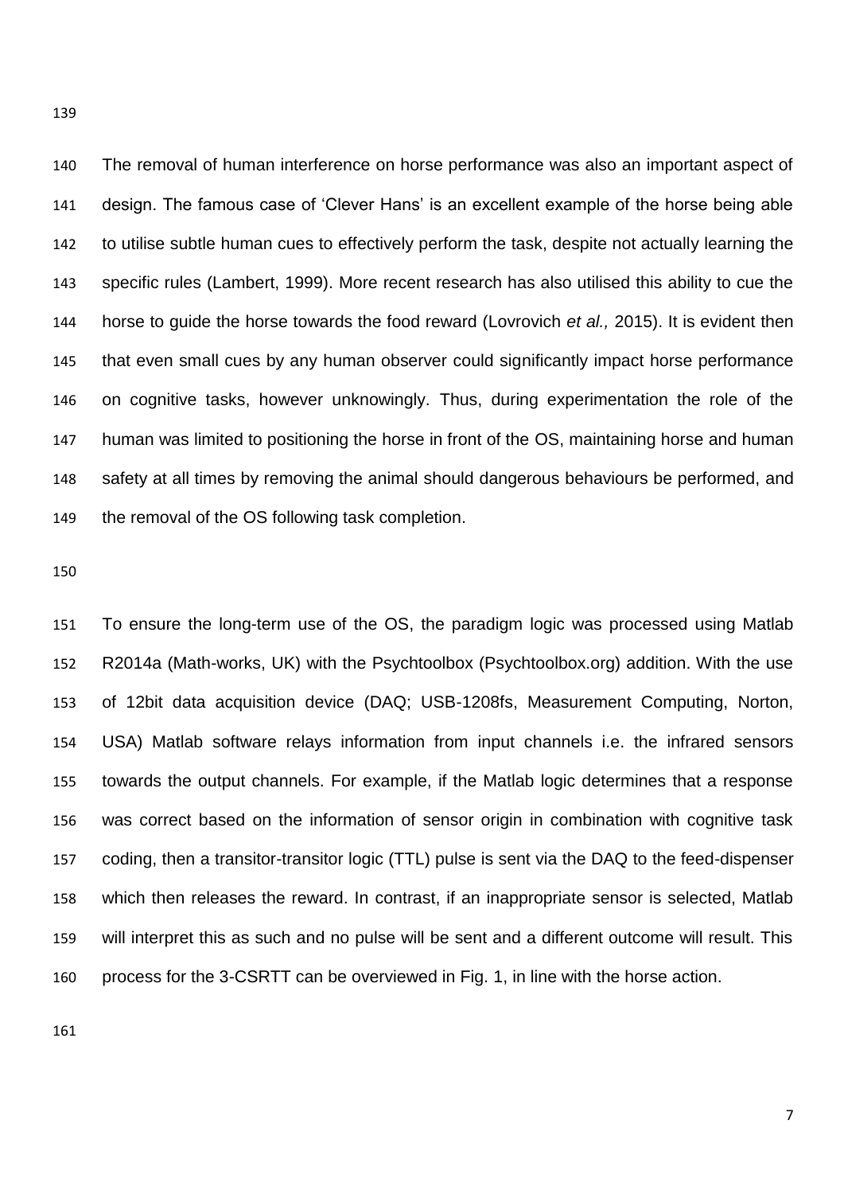The removal of human interference on horse performance was also an important aspect of design. The famous case of 'Clever Hans' is an excellent example of the horse being able to utilise subtle human cues to effectively perform the task, despite not actually learning the specific rules (Lambert, 1999). More recent research has also utilised this ability to cue the horse to guide the horse towards the food reward (Lovrovich *et al.,* 2015). It is evident then that even small cues by any human observer could significantly impact horse performance on cognitive tasks, however unknowingly. Thus, during experimentation the role of the human was limited to positioning the horse in front of the OS, maintaining horse and human safety at all times by removing the animal should dangerous behaviours be performed, and the removal of the OS following task completion.

To ensure the long-term use of the OS, the paradigm logic was processed using Matlab R2014a (Math-works, UK) with the Psychtoolbox (Psychtoolbox.org) addition. With the use of 12bit data acquisition device (DAQ; USB-1208fs, Measurement Computing, Norton, USA) Matlab software relays information from input channels i.e. the infrared sensors towards the output channels. For example, if the Matlab logic determines that a response was correct based on the information of sensor origin in combination with cognitive task coding, then a transitor-transitor logic (TTL) pulse is sent via the DAQ to the feed-dispenser which then releases the reward. In contrast, if an inappropriate sensor is selected, Matlab will interpret this as such and no pulse will be sent and a different outcome will result. This process for the 3-CSRTT can be overviewed in Fig. 1, in line with the horse action.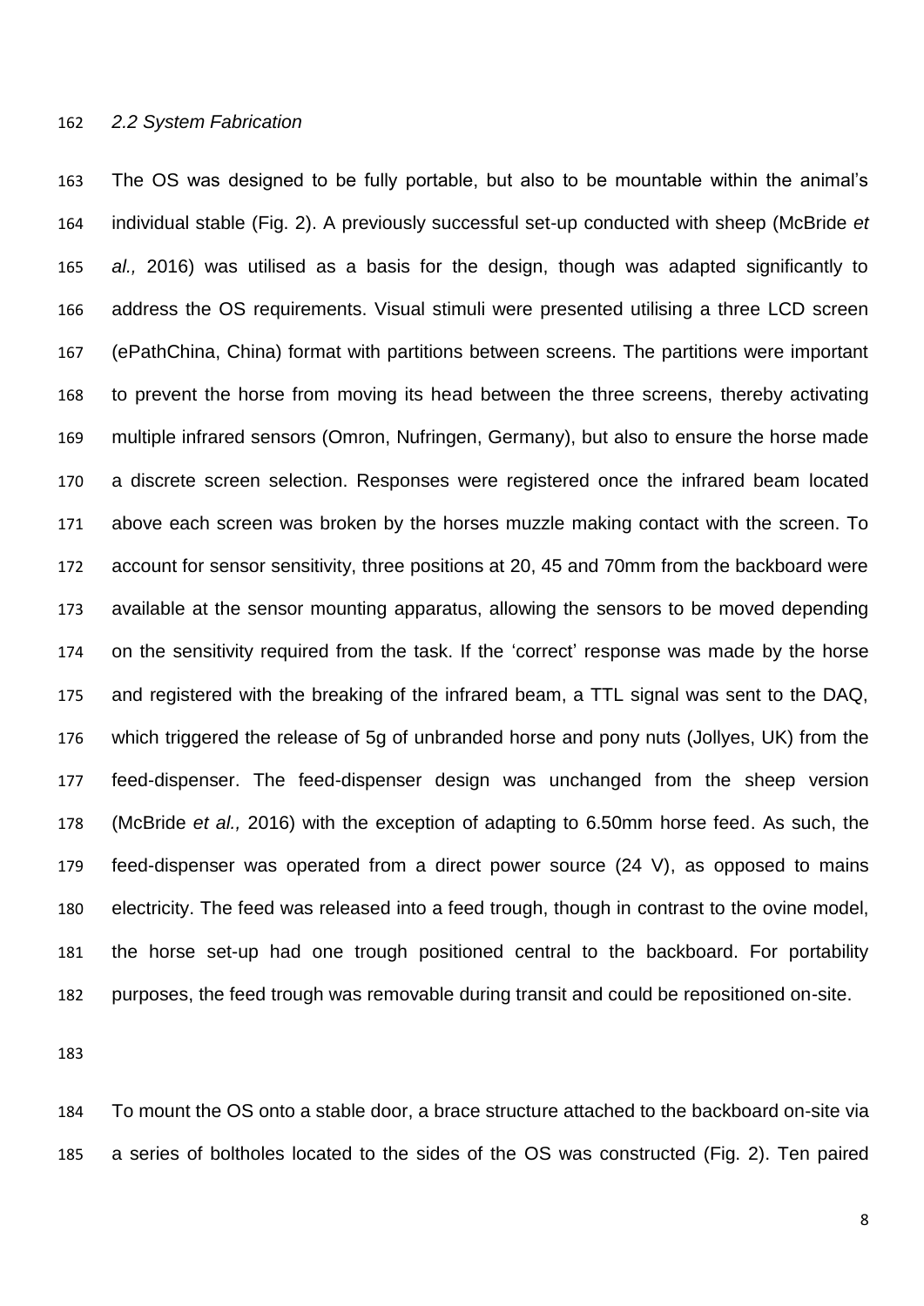### *2.2 System Fabrication*

The OS was designed to be fully portable, but also to be mountable within the animal's individual stable (Fig. 2). A previously successful set-up conducted with sheep (McBride *et al.,* 2016) was utilised as a basis for the design, though was adapted significantly to address the OS requirements. Visual stimuli were presented utilising a three LCD screen (ePathChina, China) format with partitions between screens. The partitions were important to prevent the horse from moving its head between the three screens, thereby activating multiple infrared sensors (Omron, Nufringen, Germany), but also to ensure the horse made a discrete screen selection. Responses were registered once the infrared beam located above each screen was broken by the horses muzzle making contact with the screen. To account for sensor sensitivity, three positions at 20, 45 and 70mm from the backboard were available at the sensor mounting apparatus, allowing the sensors to be moved depending on the sensitivity required from the task. If the 'correct' response was made by the horse and registered with the breaking of the infrared beam, a TTL signal was sent to the DAQ, which triggered the release of 5g of unbranded horse and pony nuts (Jollyes, UK) from the feed-dispenser. The feed-dispenser design was unchanged from the sheep version (McBride *et al.,* 2016) with the exception of adapting to 6.50mm horse feed. As such, the feed-dispenser was operated from a direct power source (24 V), as opposed to mains electricity. The feed was released into a feed trough, though in contrast to the ovine model, the horse set-up had one trough positioned central to the backboard. For portability purposes, the feed trough was removable during transit and could be repositioned on-site.

To mount the OS onto a stable door, a brace structure attached to the backboard on-site via a series of boltholes located to the sides of the OS was constructed (Fig. 2). Ten paired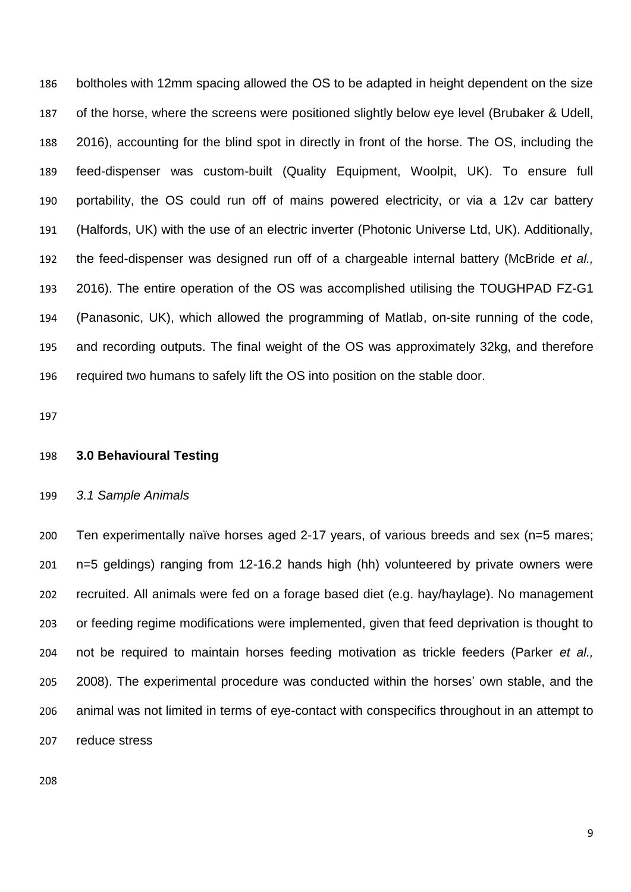boltholes with 12mm spacing allowed the OS to be adapted in height dependent on the size of the horse, where the screens were positioned slightly below eye level (Brubaker & Udell, 2016), accounting for the blind spot in directly in front of the horse. The OS, including the feed-dispenser was custom-built (Quality Equipment, Woolpit, UK). To ensure full portability, the OS could run off of mains powered electricity, or via a 12v car battery (Halfords, UK) with the use of an electric inverter (Photonic Universe Ltd, UK). Additionally, the feed-dispenser was designed run off of a chargeable internal battery (McBride *et al.,* 2016). The entire operation of the OS was accomplished utilising the TOUGHPAD FZ-G1 (Panasonic, UK), which allowed the programming of Matlab, on-site running of the code, and recording outputs. The final weight of the OS was approximately 32kg, and therefore required two humans to safely lift the OS into position on the stable door.

## 3.0 Behavioural Testing

### *3.1 Sample Animals*

Ten experimentally naïve horses aged 2-17 years, of various breeds and sex (n=5 mares; n=5 geldings) ranging from 12-16.2 hands high (hh) volunteered by private owners were recruited. All animals were fed on a forage based diet (e.g. hay/haylage). No management or feeding regime modifications were implemented, given that feed deprivation is thought to not be required to maintain horses feeding motivation as trickle feeders (Parker *et al.,* 2008). The experimental procedure was conducted within the horses' own stable, and the animal was not limited in terms of eye-contact with conspecifics throughout in an attempt to reduce stress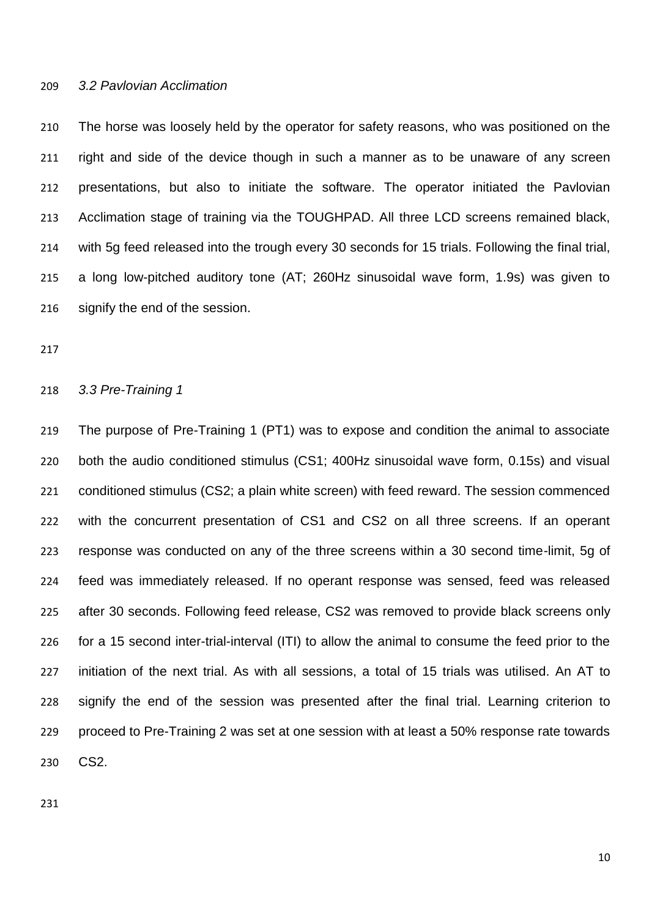### *3.2 Pavlovian Acclimation*

The horse was loosely held by the operator for safety reasons, who was positioned on the right and side of the device though in such a manner as to be unaware of any screen presentations, but also to initiate the software. The operator initiated the Pavlovian Acclimation stage of training via the TOUGHPAD. All three LCD screens remained black, with 5g feed released into the trough every 30 seconds for 15 trials. Following the final trial, a long low-pitched auditory tone (AT; 260Hz sinusoidal wave form, 1.9s) was given to signify the end of the session.

### *3.3 Pre-Training 1*

The purpose of Pre-Training 1 (PT1) was to expose and condition the animal to associate both the audio conditioned stimulus (CS1; 400Hz sinusoidal wave form, 0.15s) and visual conditioned stimulus (CS2; a plain white screen) with feed reward. The session commenced with the concurrent presentation of CS1 and CS2 on all three screens. If an operant response was conducted on any of the three screens within a 30 second time-limit, 5g of feed was immediately released. If no operant response was sensed, feed was released after 30 seconds. Following feed release, CS2 was removed to provide black screens only for a 15 second inter-trial-interval (ITI) to allow the animal to consume the feed prior to the initiation of the next trial. As with all sessions, a total of 15 trials was utilised. An AT to signify the end of the session was presented after the final trial. Learning criterion to proceed to Pre-Training 2 was set at one session with at least a 50% response rate towards CS2.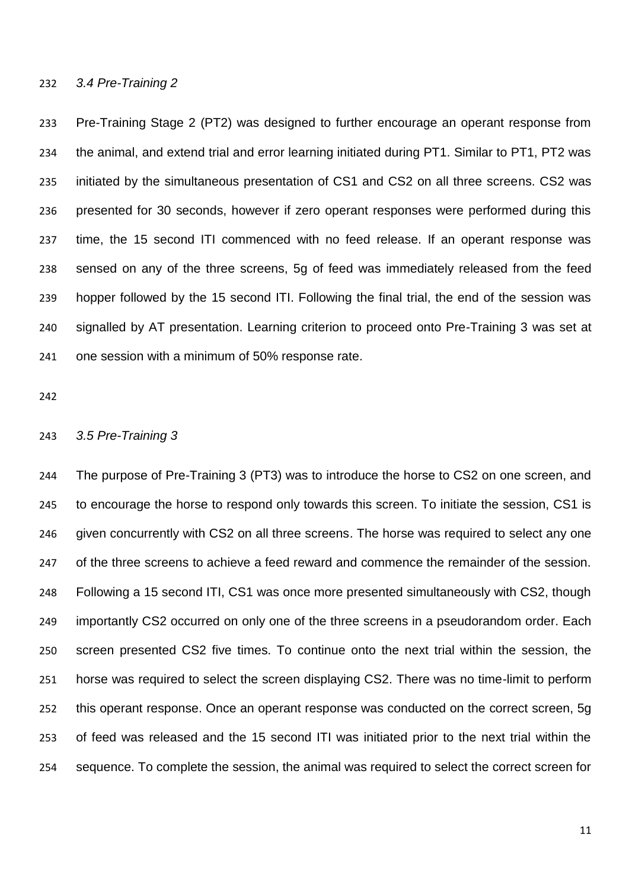*3.4 Pre-Training 2*

Pre-Training Stage 2 (PT2) was designed to further encourage an operant response from the animal, and extend trial and error learning initiated during PT1. Similar to PT1, PT2 was initiated by the simultaneous presentation of CS1 and CS2 on all three screens. CS2 was presented for 30 seconds, however if zero operant responses were performed during this time, the 15 second ITI commenced with no feed release. If an operant response was sensed on any of the three screens, 5g of feed was immediately released from the feed hopper followed by the 15 second ITI. Following the final trial, the end of the session was signalled by AT presentation. Learning criterion to proceed onto Pre-Training 3 was set at one session with a minimum of 50% response rate.

*3.5 Pre-Training 3*

The purpose of Pre-Training 3 (PT3) was to introduce the horse to CS2 on one screen, and to encourage the horse to respond only towards this screen. To initiate the session, CS1 is given concurrently with CS2 on all three screens. The horse was required to select any one of the three screens to achieve a feed reward and commence the remainder of the session. Following a 15 second ITI, CS1 was once more presented simultaneously with CS2, though importantly CS2 occurred on only one of the three screens in a pseudorandom order. Each screen presented CS2 five times. To continue onto the next trial within the session, the horse was required to select the screen displaying CS2. There was no time-limit to perform this operant response. Once an operant response was conducted on the correct screen, 5g of feed was released and the 15 second ITI was initiated prior to the next trial within the sequence. To complete the session, the animal was required to select the correct screen for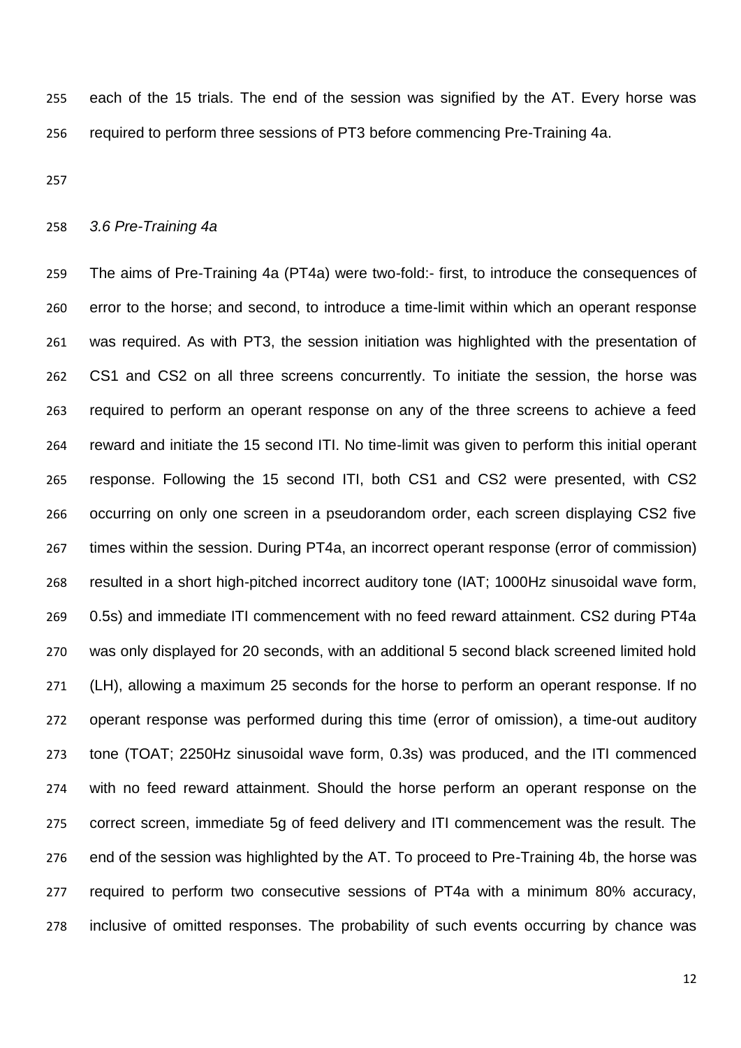each of the 15 trials. The end of the session was signified by the AT. Every horse was required to perform three sessions of PT3 before commencing Pre-Training 4a.

### *3.6 Pre-Training 4a*

The aims of Pre-Training 4a (PT4a) were two-fold:- first, to introduce the consequences of error to the horse; and second, to introduce a time-limit within which an operant response was required. As with PT3, the session initiation was highlighted with the presentation of CS1 and CS2 on all three screens concurrently. To initiate the session, the horse was required to perform an operant response on any of the three screens to achieve a feed reward and initiate the 15 second ITI. No time-limit was given to perform this initial operant response. Following the 15 second ITI, both CS1 and CS2 were presented, with CS2 occurring on only one screen in a pseudorandom order, each screen displaying CS2 five times within the session. During PT4a, an incorrect operant response (error of commission) resulted in a short high-pitched incorrect auditory tone (IAT; 1000Hz sinusoidal wave form, 0.5s) and immediate ITI commencement with no feed reward attainment. CS2 during PT4a was only displayed for 20 seconds, with an additional 5 second black screened limited hold (LH), allowing a maximum 25 seconds for the horse to perform an operant response. If no operant response was performed during this time (error of omission), a time-out auditory tone (TOAT; 2250Hz sinusoidal wave form, 0.3s) was produced, and the ITI commenced with no feed reward attainment. Should the horse perform an operant response on the correct screen, immediate 5g of feed delivery and ITI commencement was the result. The end of the session was highlighted by the AT. To proceed to Pre-Training 4b, the horse was required to perform two consecutive sessions of PT4a with a minimum 80% accuracy, inclusive of omitted responses. The probability of such events occurring by chance was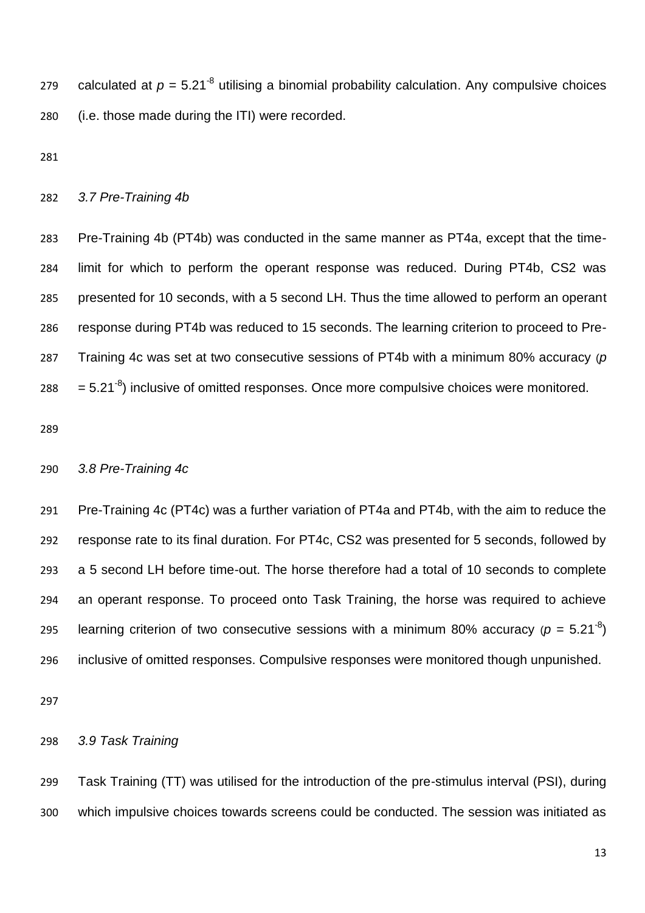calculated at $p = 5.21^{-8}$ utilising a binomial probability calculation. Any compulsive choices (i.e. those made during the ITI) were recorded.

### *3.7 Pre-Training 4b*

Pre-Training 4b (PT4b) was conducted in the same manner as PT4a, except that the time-limit for which to perform the operant response was reduced. During PT4b, CS2 was presented for 10 seconds, with a 5 second LH. Thus the time allowed to perform an operant response during PT4b was reduced to 15 seconds. The learning criterion to proceed to Pre-Training 4c was set at two consecutive sessions of PT4b with a minimum 80% accuracy ($p = 5.21^{-8}$) inclusive of omitted responses. Once more compulsive choices were monitored.

### *3.8 Pre-Training 4c*

Pre-Training 4c (PT4c) was a further variation of PT4a and PT4b, with the aim to reduce the response rate to its final duration. For PT4c, CS2 was presented for 5 seconds, followed by a 5 second LH before time-out. The horse therefore had a total of 10 seconds to complete an operant response. To proceed onto Task Training, the horse was required to achieve learning criterion of two consecutive sessions with a minimum 80% accuracy ($p = 5.21^{-8}$) inclusive of omitted responses. Compulsive responses were monitored though unpunished.

### *3.9 Task Training*

Task Training (TT) was utilised for the introduction of the pre-stimulus interval (PSI), during which impulsive choices towards screens could be conducted. The session was initiated as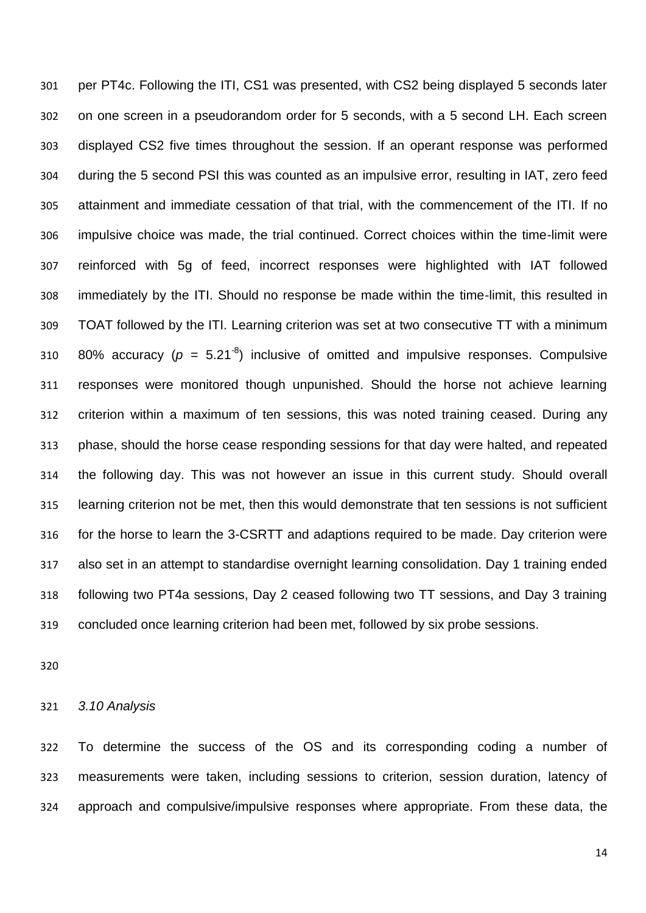per PT4c. Following the ITI, CS1 was presented, with CS2 being displayed 5 seconds later on one screen in a pseudorandom order for 5 seconds, with a 5 second LH. Each screen displayed CS2 five times throughout the session. If an operant response was performed during the 5 second PSI this was counted as an impulsive error, resulting in IAT, zero feed attainment and immediate cessation of that trial, with the commencement of the ITI. If no impulsive choice was made, the trial continued. Correct choices within the time-limit were reinforced with 5g of feed, incorrect responses were highlighted with IAT followed immediately by the ITI. Should no response be made within the time-limit, this resulted in TOAT followed by the ITI. Learning criterion was set at two consecutive TT with a minimum 80% accuracy ($p$ = $5.21^{-8}$) inclusive of omitted and impulsive responses. Compulsive responses were monitored though unpunished. Should the horse not achieve learning criterion within a maximum of ten sessions, this was noted training ceased. During any phase, should the horse cease responding sessions for that day were halted, and repeated the following day. This was not however an issue in this current study. Should overall learning criterion not be met, then this would demonstrate that ten sessions is not sufficient for the horse to learn the 3-CSRTT and adaptions required to be made. Day criterion were also set in an attempt to standardise overnight learning consolidation. Day 1 training ended following two PT4a sessions, Day 2 ceased following two TT sessions, and Day 3 training concluded once learning criterion had been met, followed by six probe sessions.

### *3.10 Analysis*

To determine the success of the OS and its corresponding coding a number of measurements were taken, including sessions to criterion, session duration, latency of approach and compulsive/impulsive responses where appropriate. From these data, the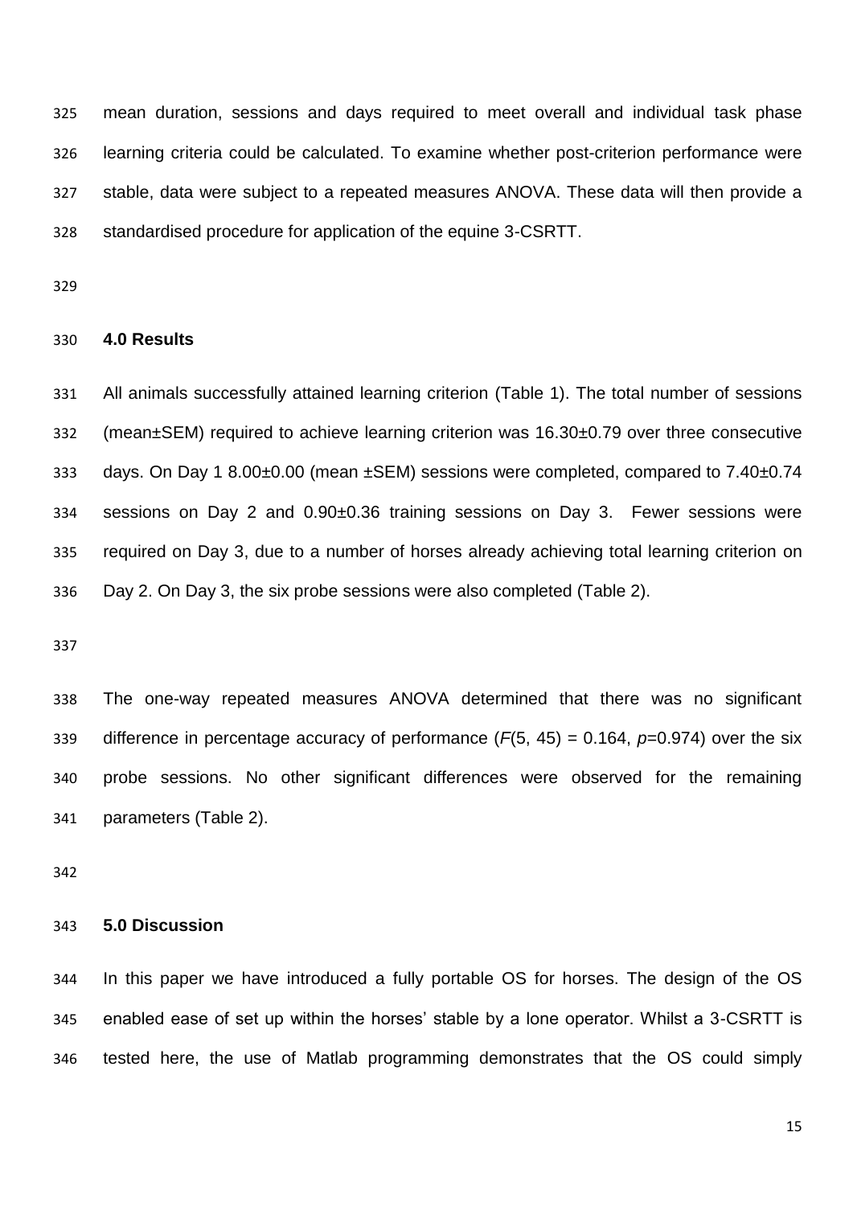mean duration, sessions and days required to meet overall and individual task phase learning criteria could be calculated. To examine whether post-criterion performance were stable, data were subject to a repeated measures ANOVA. These data will then provide a standardised procedure for application of the equine 3-CSRTT.

## 4.0 Results

All animals successfully attained learning criterion (Table 1). The total number of sessions (mean±SEM) required to achieve learning criterion was 16.30±0.79 over three consecutive days. On Day 1 8.00±0.00 (mean ±SEM) sessions were completed, compared to 7.40±0.74 sessions on Day 2 and 0.90±0.36 training sessions on Day 3. Fewer sessions were required on Day 3, due to a number of horses already achieving total learning criterion on Day 2. On Day 3, the six probe sessions were also completed (Table 2).

The one-way repeated measures ANOVA determined that there was no significant difference in percentage accuracy of performance ($F(5, 45) = 0.164$, $p=0.974$) over the six probe sessions. No other significant differences were observed for the remaining parameters (Table 2).

## 5.0 Discussion

In this paper we have introduced a fully portable OS for horses. The design of the OS enabled ease of set up within the horses' stable by a lone operator. Whilst a 3-CSRTT is tested here, the use of Matlab programming demonstrates that the OS could simply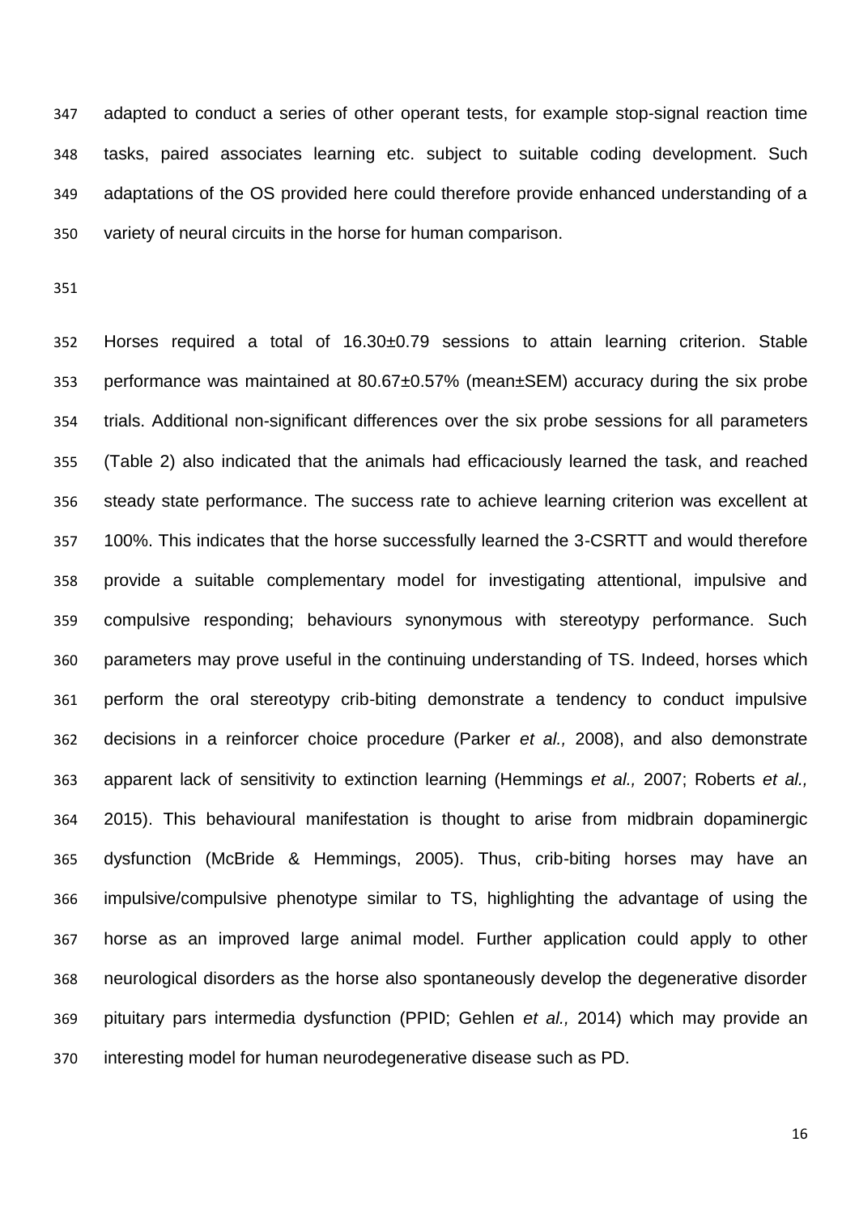adapted to conduct a series of other operant tests, for example stop-signal reaction time tasks, paired associates learning etc. subject to suitable coding development. Such adaptations of the OS provided here could therefore provide enhanced understanding of a variety of neural circuits in the horse for human comparison.

Horses required a total of 16.30±0.79 sessions to attain learning criterion. Stable performance was maintained at 80.67±0.57% (mean±SEM) accuracy during the six probe trials. Additional non-significant differences over the six probe sessions for all parameters (Table 2) also indicated that the animals had efficaciously learned the task, and reached steady state performance. The success rate to achieve learning criterion was excellent at 100%. This indicates that the horse successfully learned the 3-CSRTT and would therefore provide a suitable complementary model for investigating attentional, impulsive and compulsive responding; behaviours synonymous with stereotypy performance. Such parameters may prove useful in the continuing understanding of TS. Indeed, horses which perform the oral stereotypy crib-biting demonstrate a tendency to conduct impulsive decisions in a reinforcer choice procedure (Parker *et al.,* 2008), and also demonstrate apparent lack of sensitivity to extinction learning (Hemmings *et al.,* 2007; Roberts *et al.,* 2015). This behavioural manifestation is thought to arise from midbrain dopaminergic dysfunction (McBride & Hemmings, 2005). Thus, crib-biting horses may have an impulsive/compulsive phenotype similar to TS, highlighting the advantage of using the horse as an improved large animal model. Further application could apply to other neurological disorders as the horse also spontaneously develop the degenerative disorder pituitary pars intermedia dysfunction (PPID; Gehlen *et al.,* 2014) which may provide an interesting model for human neurodegenerative disease such as PD.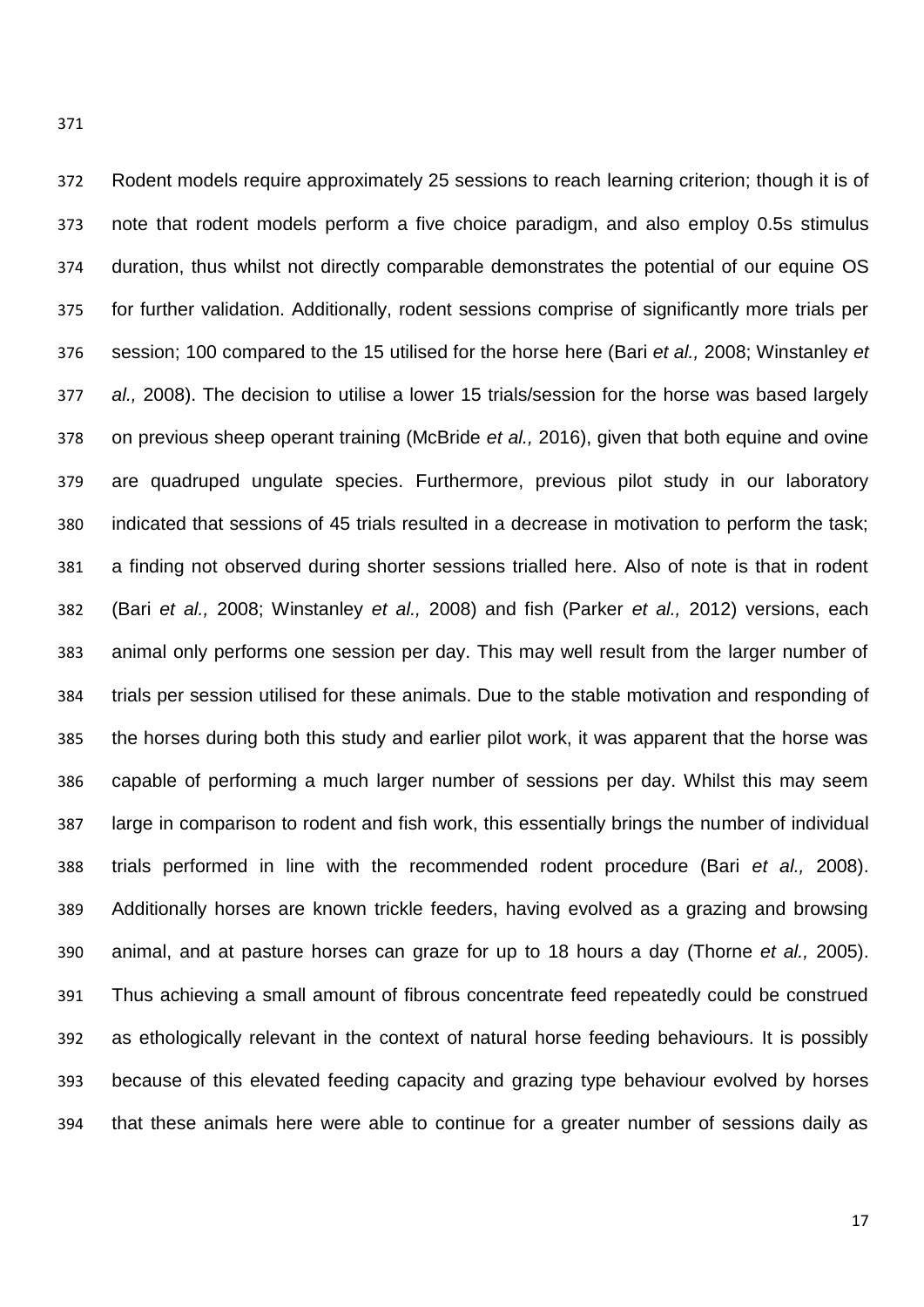Rodent models require approximately 25 sessions to reach learning criterion; though it is of note that rodent models perform a five choice paradigm, and also employ 0.5s stimulus duration, thus whilst not directly comparable demonstrates the potential of our equine OS for further validation. Additionally, rodent sessions comprise of significantly more trials per session; 100 compared to the 15 utilised for the horse here (Bari *et al.,* 2008; Winstanley *et al.,* 2008). The decision to utilise a lower 15 trials/session for the horse was based largely on previous sheep operant training (McBride *et al.,* 2016), given that both equine and ovine are quadruped ungulate species. Furthermore, previous pilot study in our laboratory indicated that sessions of 45 trials resulted in a decrease in motivation to perform the task; a finding not observed during shorter sessions trialled here. Also of note is that in rodent (Bari *et al.,* 2008; Winstanley *et al.,* 2008) and fish (Parker *et al.,* 2012) versions, each animal only performs one session per day. This may well result from the larger number of trials per session utilised for these animals. Due to the stable motivation and responding of the horses during both this study and earlier pilot work, it was apparent that the horse was capable of performing a much larger number of sessions per day. Whilst this may seem large in comparison to rodent and fish work, this essentially brings the number of individual trials performed in line with the recommended rodent procedure (Bari *et al.,* 2008). Additionally horses are known trickle feeders, having evolved as a grazing and browsing animal, and at pasture horses can graze for up to 18 hours a day (Thorne *et al.,* 2005). Thus achieving a small amount of fibrous concentrate feed repeatedly could be construed as ethologically relevant in the context of natural horse feeding behaviours. It is possibly because of this elevated feeding capacity and grazing type behaviour evolved by horses that these animals here were able to continue for a greater number of sessions daily as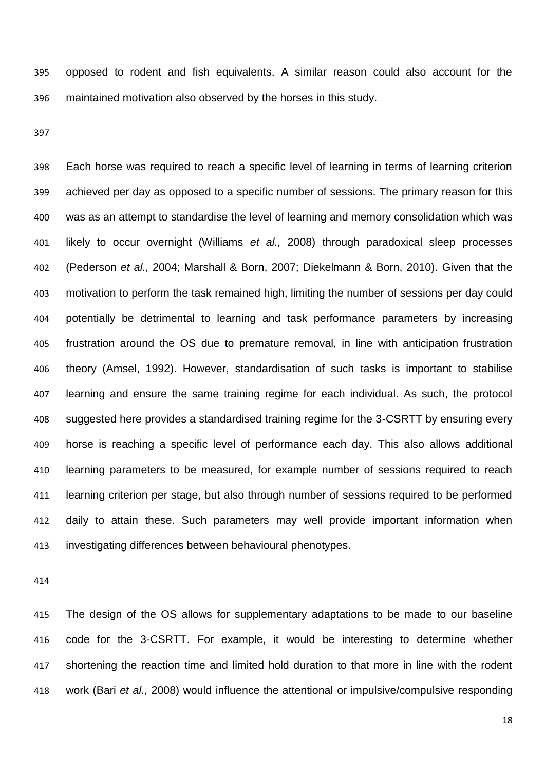opposed to rodent and fish equivalents. A similar reason could also account for the maintained motivation also observed by the horses in this study.

Each horse was required to reach a specific level of learning in terms of learning criterion achieved per day as opposed to a specific number of sessions. The primary reason for this was as an attempt to standardise the level of learning and memory consolidation which was likely to occur overnight (Williams *et al.,* 2008) through paradoxical sleep processes (Pederson *et al.,* 2004; Marshall & Born, 2007; Diekelmann & Born, 2010). Given that the motivation to perform the task remained high, limiting the number of sessions per day could potentially be detrimental to learning and task performance parameters by increasing frustration around the OS due to premature removal, in line with anticipation frustration theory (Amsel, 1992). However, standardisation of such tasks is important to stabilise learning and ensure the same training regime for each individual. As such, the protocol suggested here provides a standardised training regime for the 3-CSRTT by ensuring every horse is reaching a specific level of performance each day. This also allows additional learning parameters to be measured, for example number of sessions required to reach learning criterion per stage, but also through number of sessions required to be performed daily to attain these. Such parameters may well provide important information when investigating differences between behavioural phenotypes.

The design of the OS allows for supplementary adaptations to be made to our baseline code for the 3-CSRTT. For example, it would be interesting to determine whether shortening the reaction time and limited hold duration to that more in line with the rodent work (Bari *et al.,* 2008) would influence the attentional or impulsive/compulsive responding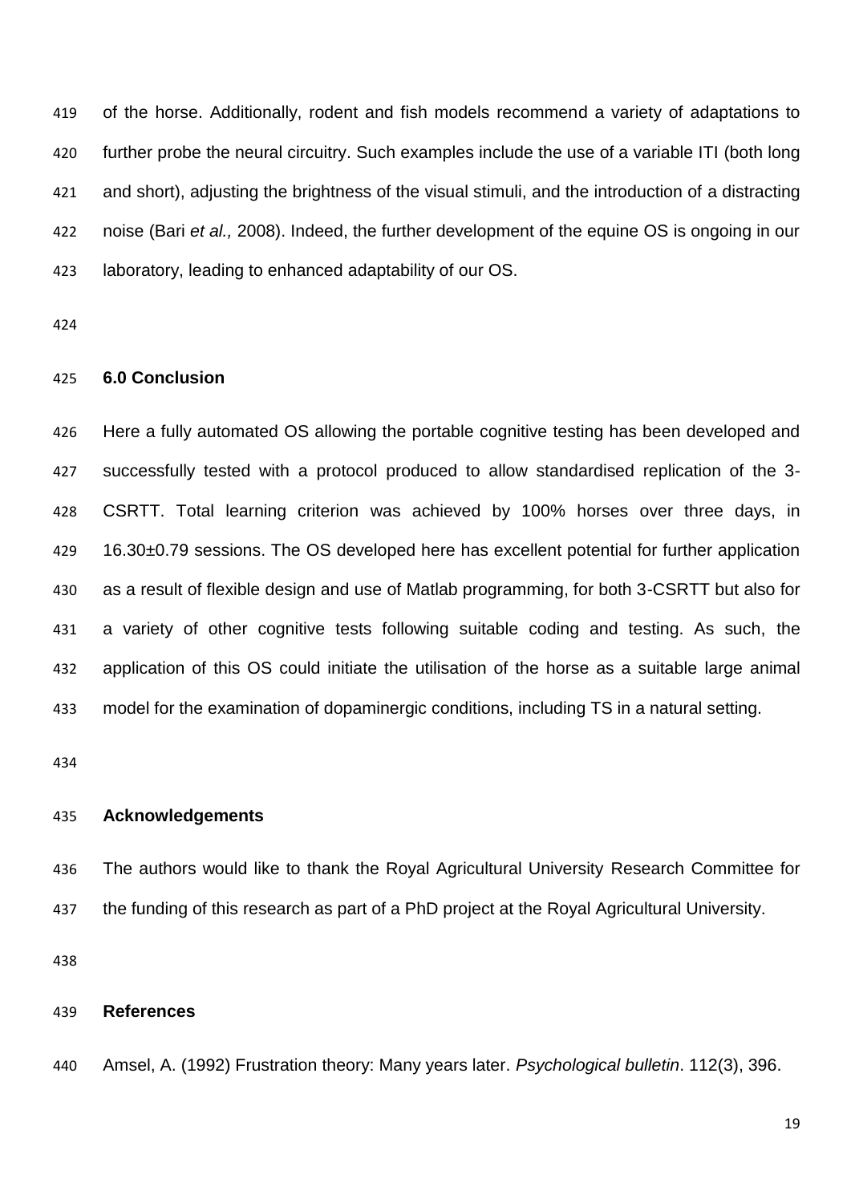of the horse. Additionally, rodent and fish models recommend a variety of adaptations to further probe the neural circuitry. Such examples include the use of a variable ITI (both long and short), adjusting the brightness of the visual stimuli, and the introduction of a distracting noise (Bari *et al.,* 2008). Indeed, the further development of the equine OS is ongoing in our laboratory, leading to enhanced adaptability of our OS.

## 6.0 Conclusion

Here a fully automated OS allowing the portable cognitive testing has been developed and successfully tested with a protocol produced to allow standardised replication of the 3-CSRTT. Total learning criterion was achieved by 100% horses over three days, in 16.30±0.79 sessions. The OS developed here has excellent potential for further application as a result of flexible design and use of Matlab programming, for both 3-CSRTT but also for a variety of other cognitive tests following suitable coding and testing. As such, the application of this OS could initiate the utilisation of the horse as a suitable large animal model for the examination of dopaminergic conditions, including TS in a natural setting.

## Acknowledgements

The authors would like to thank the Royal Agricultural University Research Committee for the funding of this research as part of a PhD project at the Royal Agricultural University.

## References

Amsel, A. (1992) Frustration theory: Many years later. *Psychological bulletin*. 112(3), 396.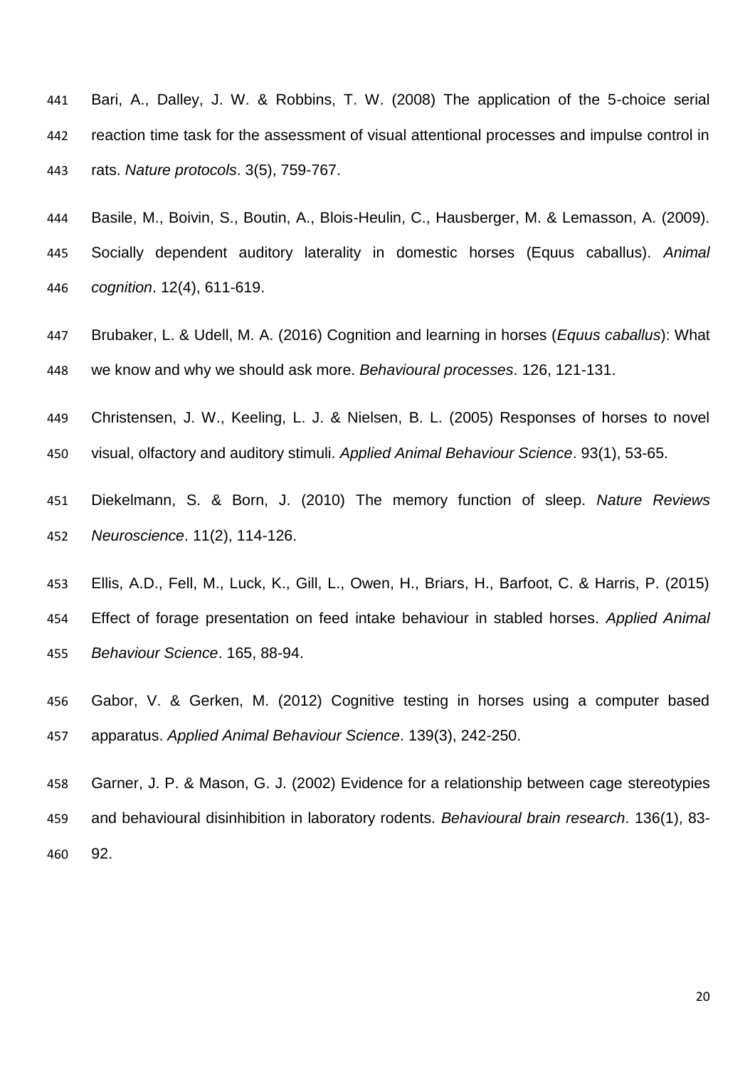Bari, A., Dalley, J. W. & Robbins, T. W. (2008) The application of the 5-choice serial reaction time task for the assessment of visual attentional processes and impulse control in rats. *Nature protocols*. 3(5), 759-767.

Basile, M., Boivin, S., Boutin, A., Blois-Heulin, C., Hausberger, M. & Lemasson, A. (2009). Socially dependent auditory laterality in domestic horses (Equus caballus). *Animal cognition*. 12(4), 611-619.

Brubaker, L. & Udell, M. A. (2016) Cognition and learning in horses (*Equus caballus*): What we know and why we should ask more. *Behavioural processes*. 126, 121-131.

Christensen, J. W., Keeling, L. J. & Nielsen, B. L. (2005) Responses of horses to novel visual, olfactory and auditory stimuli. *Applied Animal Behaviour Science*. 93(1), 53-65.

Diekelmann, S. & Born, J. (2010) The memory function of sleep. *Nature Reviews Neuroscience*. 11(2), 114-126.

Ellis, A.D., Fell, M., Luck, K., Gill, L., Owen, H., Briars, H., Barfoot, C. & Harris, P. (2015) Effect of forage presentation on feed intake behaviour in stabled horses. *Applied Animal Behaviour Science*. 165, 88-94.

Gabor, V. & Gerken, M. (2012) Cognitive testing in horses using a computer based apparatus. *Applied Animal Behaviour Science*. 139(3), 242-250.

Garner, J. P. & Mason, G. J. (2002) Evidence for a relationship between cage stereotypies and behavioural disinhibition in laboratory rodents. *Behavioural brain research*. 136(1), 83-92.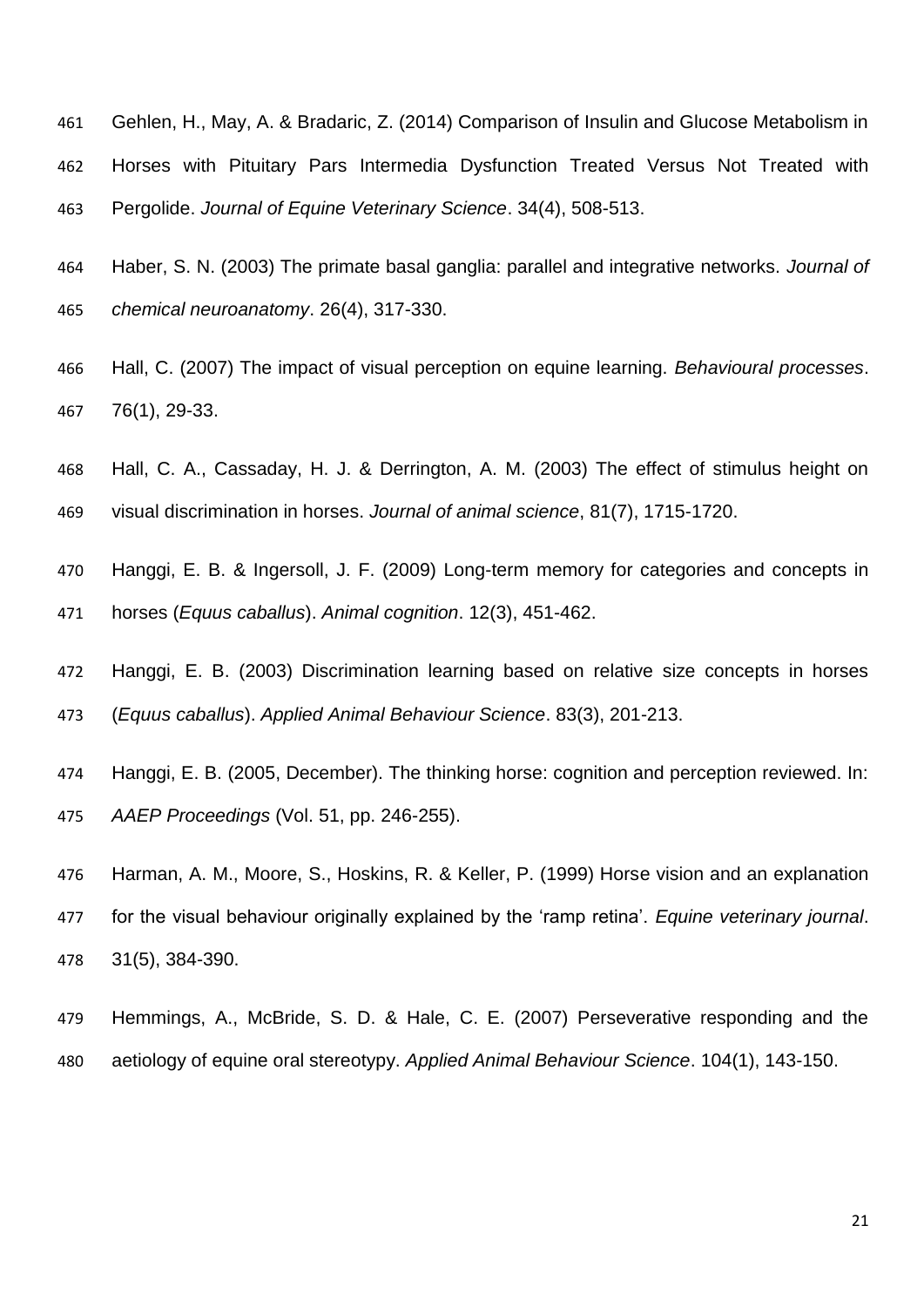Gehlen, H., May, A. & Bradaric, Z. (2014) Comparison of Insulin and Glucose Metabolism in Horses with Pituitary Pars Intermedia Dysfunction Treated Versus Not Treated with Pergolide. *Journal of Equine Veterinary Science*. 34(4), 508-513.

Haber, S. N. (2003) The primate basal ganglia: parallel and integrative networks. *Journal of chemical neuroanatomy*. 26(4), 317-330.

Hall, C. (2007) The impact of visual perception on equine learning. *Behavioural processes*. 76(1), 29-33.

Hall, C. A., Cassaday, H. J. & Derrington, A. M. (2003) The effect of stimulus height on visual discrimination in horses. *Journal of animal science*, 81(7), 1715-1720.

Hanggi, E. B. & Ingersoll, J. F. (2009) Long-term memory for categories and concepts in horses (*Equus caballus*). *Animal cognition*. 12(3), 451-462.

Hanggi, E. B. (2003) Discrimination learning based on relative size concepts in horses (*Equus caballus*). *Applied Animal Behaviour Science*. 83(3), 201-213.

Hanggi, E. B. (2005, December). The thinking horse: cognition and perception reviewed. In: *AAEP Proceedings* (Vol. 51, pp. 246-255).

Harman, A. M., Moore, S., Hoskins, R. & Keller, P. (1999) Horse vision and an explanation for the visual behaviour originally explained by the 'ramp retina'. *Equine veterinary journal*. 31(5), 384-390.

Hemmings, A., McBride, S. D. & Hale, C. E. (2007) Perseverative responding and the aetiology of equine oral stereotypy. *Applied Animal Behaviour Science*. 104(1), 143-150.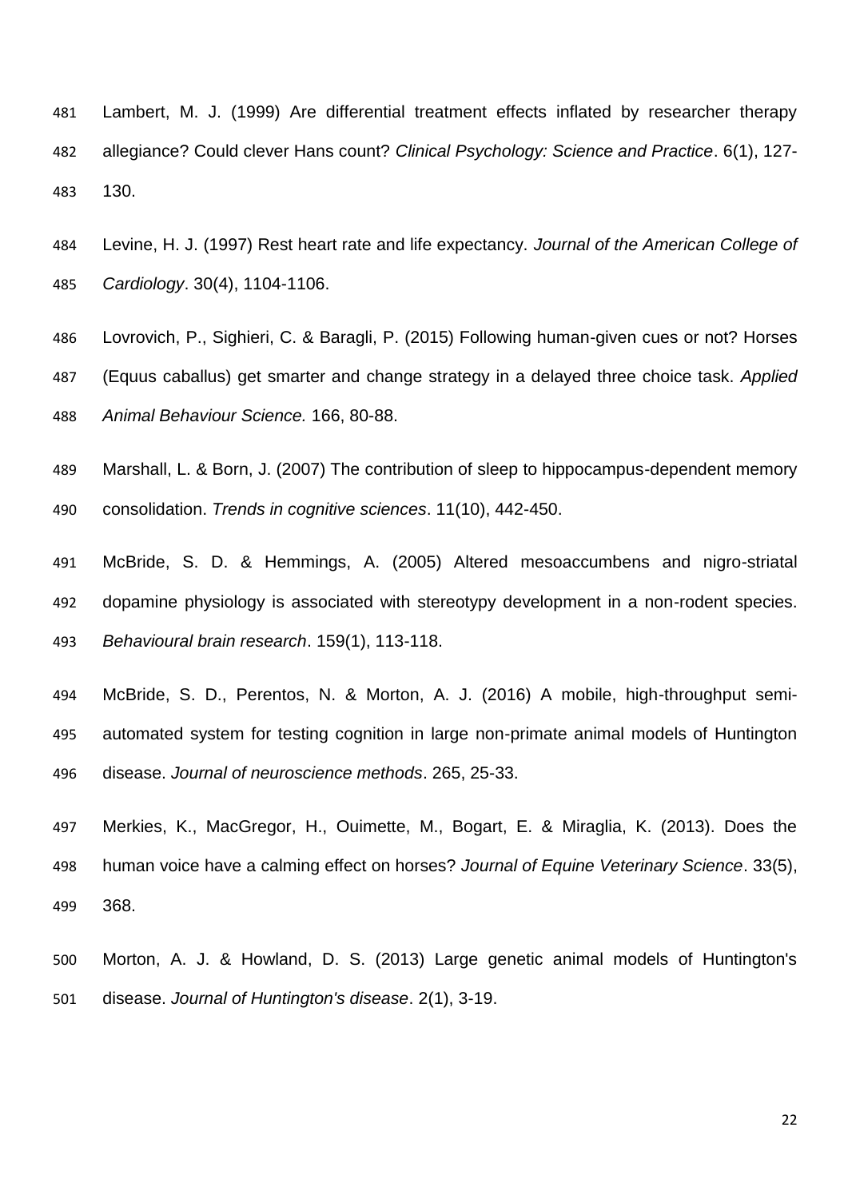Lambert, M. J. (1999) Are differential treatment effects inflated by researcher therapy allegiance? Could clever Hans count? *Clinical Psychology: Science and Practice*. 6(1), 127-130.

Levine, H. J. (1997) Rest heart rate and life expectancy. *Journal of the American College of Cardiology*. 30(4), 1104-1106.

Lovrovich, P., Sighieri, C. & Baragli, P. (2015) Following human-given cues or not? Horses (Equus caballus) get smarter and change strategy in a delayed three choice task. *Applied Animal Behaviour Science.* 166, 80-88.

Marshall, L. & Born, J. (2007) The contribution of sleep to hippocampus-dependent memory consolidation. *Trends in cognitive sciences*. 11(10), 442-450.

McBride, S. D. & Hemmings, A. (2005) Altered mesoaccumbens and nigro-striatal dopamine physiology is associated with stereotypy development in a non-rodent species. *Behavioural brain research*. 159(1), 113-118.

McBride, S. D., Perentos, N. & Morton, A. J. (2016) A mobile, high-throughput semi-automated system for testing cognition in large non-primate animal models of Huntington disease. *Journal of neuroscience methods*. 265, 25-33.

Merkies, K., MacGregor, H., Ouimette, M., Bogart, E. & Miraglia, K. (2013). Does the human voice have a calming effect on horses? *Journal of Equine Veterinary Science*. 33(5), 368.

Morton, A. J. & Howland, D. S. (2013) Large genetic animal models of Huntington's disease. *Journal of Huntington's disease*. 2(1), 3-19.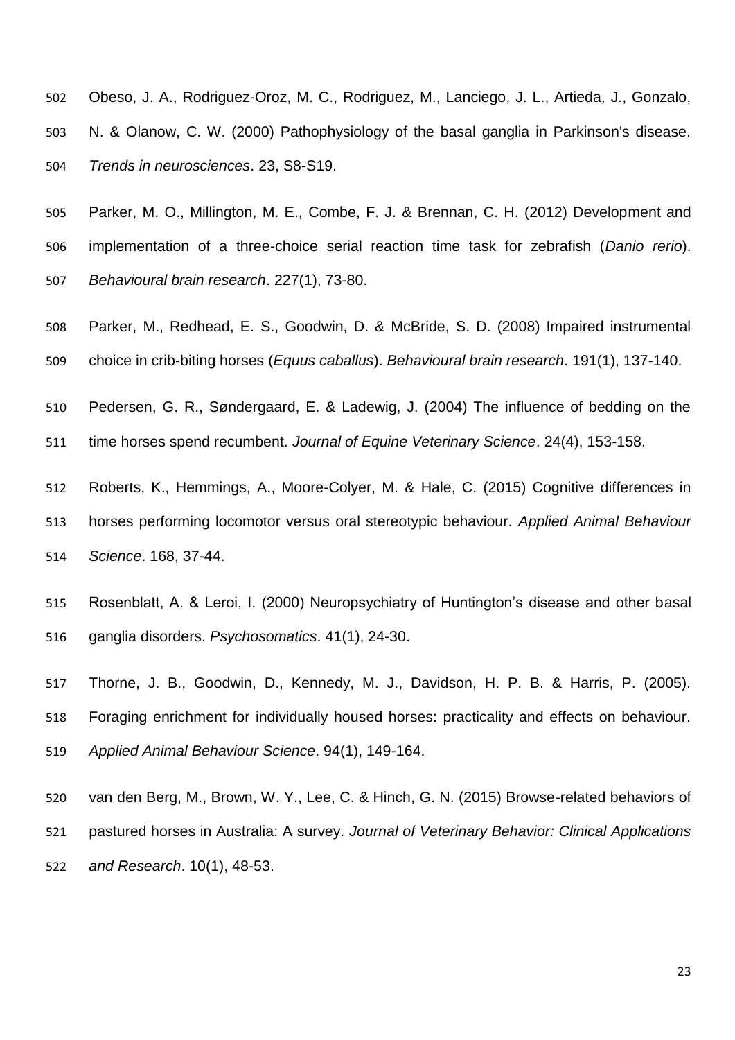Obeso, J. A., Rodriguez-Oroz, M. C., Rodriguez, M., Lanciego, J. L., Artieda, J., Gonzalo, N. & Olanow, C. W. (2000) Pathophysiology of the basal ganglia in Parkinson's disease. *Trends in neurosciences*. 23, S8-S19.

Parker, M. O., Millington, M. E., Combe, F. J. & Brennan, C. H. (2012) Development and implementation of a three-choice serial reaction time task for zebrafish (*Danio rerio*). *Behavioural brain research*. 227(1), 73-80.

Parker, M., Redhead, E. S., Goodwin, D. & McBride, S. D. (2008) Impaired instrumental choice in crib-biting horses (*Equus caballus*). *Behavioural brain research*. 191(1), 137-140.

Pedersen, G. R., Søndergaard, E. & Ladewig, J. (2004) The influence of bedding on the time horses spend recumbent. *Journal of Equine Veterinary Science*. 24(4), 153-158.

Roberts, K., Hemmings, A., Moore-Colyer, M. & Hale, C. (2015) Cognitive differences in horses performing locomotor versus oral stereotypic behaviour. *Applied Animal Behaviour Science*. 168, 37-44.

Rosenblatt, A. & Leroi, I. (2000) Neuropsychiatry of Huntington's disease and other basal ganglia disorders. *Psychosomatics*. 41(1), 24-30.

Thorne, J. B., Goodwin, D., Kennedy, M. J., Davidson, H. P. B. & Harris, P. (2005). Foraging enrichment for individually housed horses: practicality and effects on behaviour. *Applied Animal Behaviour Science*. 94(1), 149-164.

van den Berg, M., Brown, W. Y., Lee, C. & Hinch, G. N. (2015) Browse-related behaviors of pastured horses in Australia: A survey. *Journal of Veterinary Behavior: Clinical Applications and Research*. 10(1), 48-53.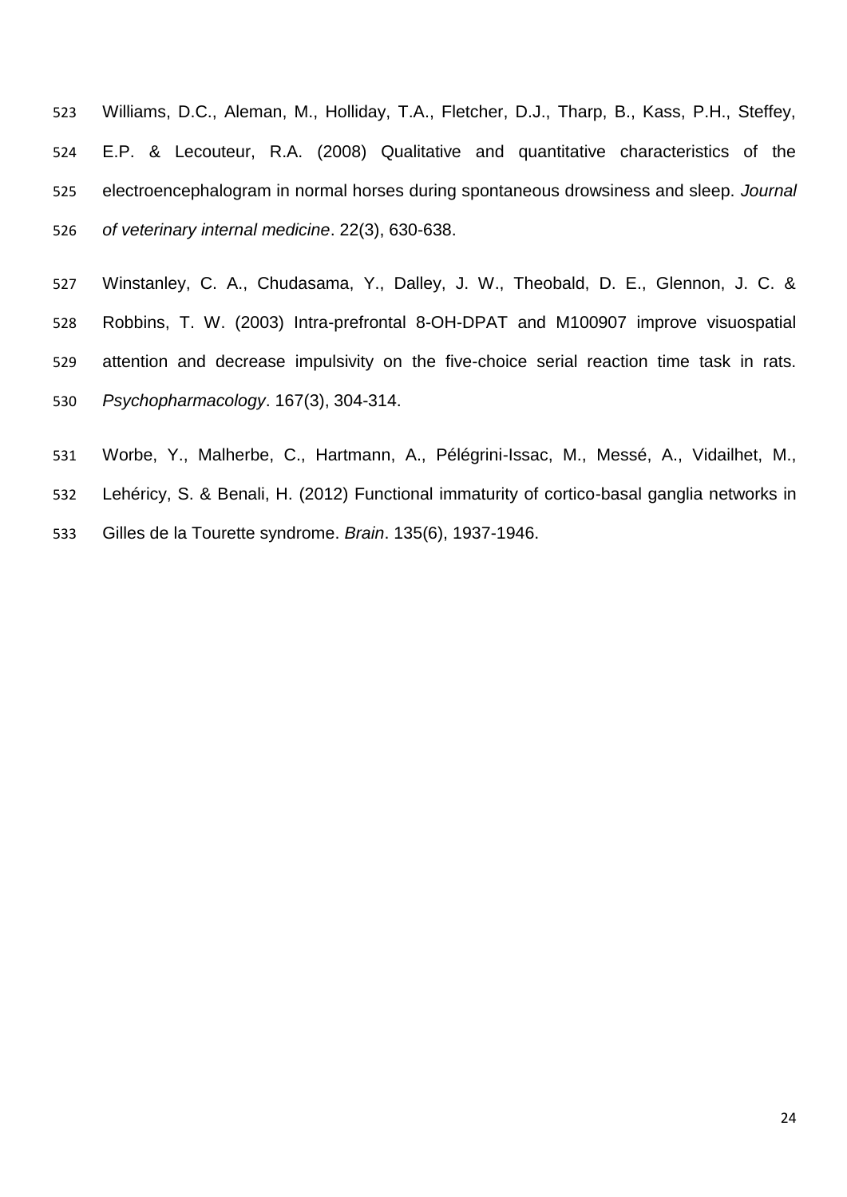Williams, D.C., Aleman, M., Holliday, T.A., Fletcher, D.J., Tharp, B., Kass, P.H., Steffey, E.P. & Lecouteur, R.A. (2008) Qualitative and quantitative characteristics of the electroencephalogram in normal horses during spontaneous drowsiness and sleep. *Journal of veterinary internal medicine*. 22(3), 630-638.

Winstanley, C. A., Chudasama, Y., Dalley, J. W., Theobald, D. E., Glennon, J. C. & Robbins, T. W. (2003) Intra-prefrontal 8-OH-DPAT and M100907 improve visuospatial attention and decrease impulsivity on the five-choice serial reaction time task in rats. *Psychopharmacology*. 167(3), 304-314.

Worbe, Y., Malherbe, C., Hartmann, A., Pélégrini-Issac, M., Messé, A., Vidailhet, M., Lehéricy, S. & Benali, H. (2012) Functional immaturity of cortico-basal ganglia networks in Gilles de la Tourette syndrome. *Brain*. 135(6), 1937-1946.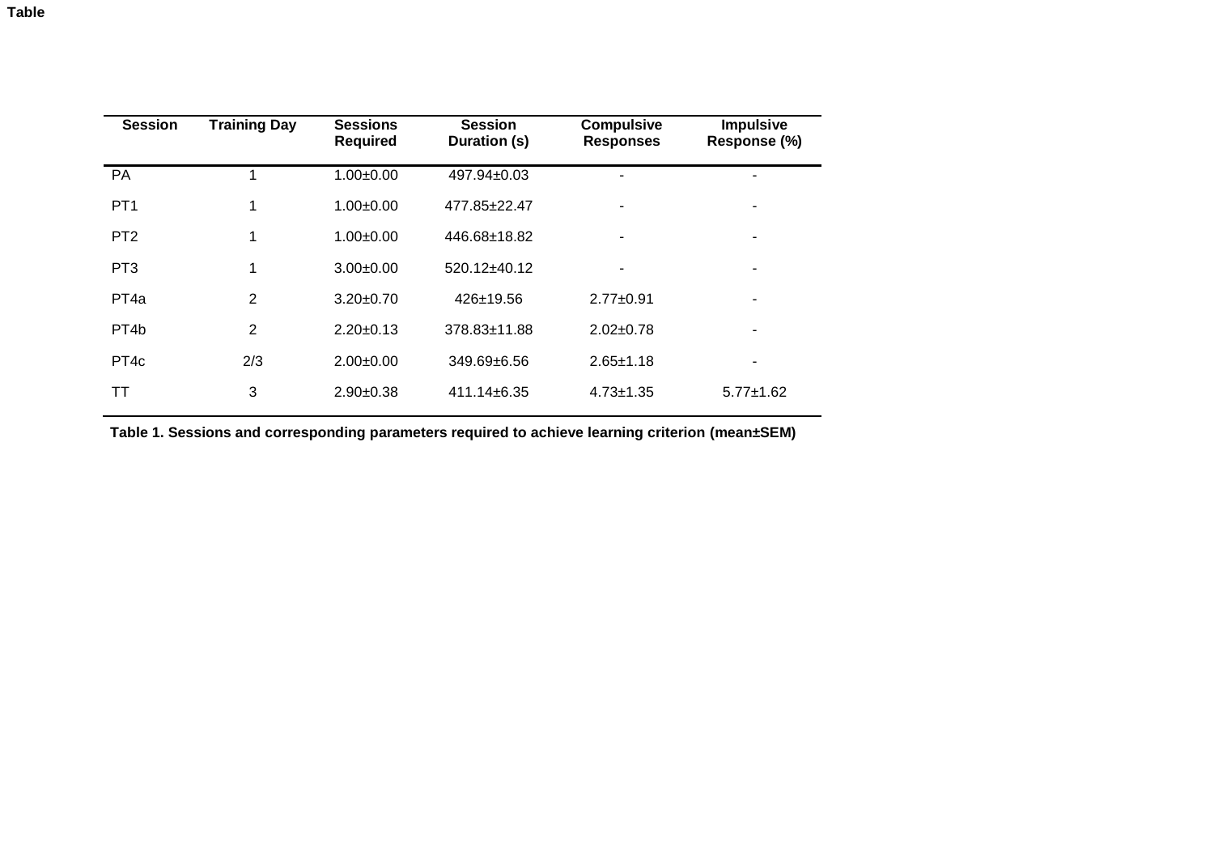**Table**

| Session | Training Day | Sessions Required | Session Duration (s) | Compulsive Responses | Impulsive Response (%) |
|---|---|---|---|---|---|
| PA | 1 | 1.00±0.00 | 497.94±0.03 | - | - |
| PT1 | 1 | 1.00±0.00 | 477.85±22.47 | - | - |
| PT2 | 1 | 1.00±0.00 | 446.68±18.82 | - | - |
| PT3 | 1 | 3.00±0.00 | 520.12±40.12 | - | - |
| PT4a | 2 | 3.20±0.70 | 426±19.56 | 2.77±0.91 | - |
| PT4b | 2 | 2.20±0.13 | 378.83±11.88 | 2.02±0.78 | - |
| PT4c | 2/3 | 2.00±0.00 | 349.69±6.56 | 2.65±1.18 | - |
| TT | 3 | 2.90±0.38 | 411.14±6.35 | 4.73±1.35 | 5.77±1.62 |

**Table 1. Sessions and corresponding parameters required to achieve learning criterion (mean±SEM)**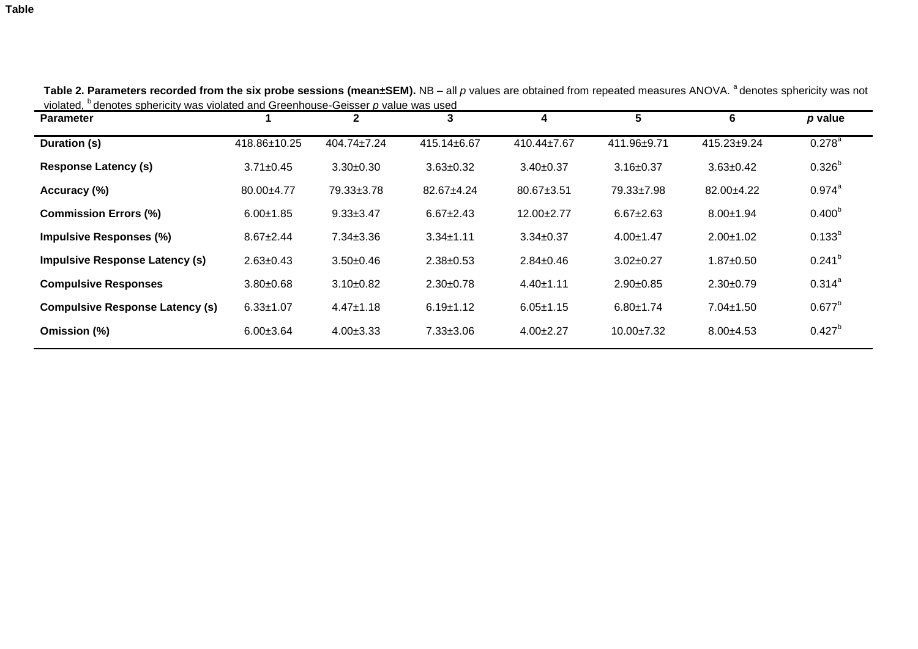**Table**

**Table 2. Parameters recorded from the six probe sessions (mean±SEM).** NB – all *p* values are obtained from repeated measures ANOVA. [a] denotes sphericity was not violated, [b] denotes sphericity was violated and Greenhouse-Geisser *p* value was used

| Parameter | 1 | 2 | 3 | 4 | 5 | 6 | *p* value |
|---|---|---|---|---|---|---|---|
| **Duration (s)** | 418.86±10.25 | 404.74±7.24 | 415.14±6.67 | 410.44±7.67 | 411.96±9.71 | 415.23±9.24 | 0.278[a] |
| **Response Latency (s)** | 3.71±0.45 | 3.30±0.30 | 3.63±0.32 | 3.40±0.37 | 3.16±0.37 | 3.63±0.42 | 0.326[b] |
| **Accuracy (%)** | 80.00±4.77 | 79.33±3.78 | 82.67±4.24 | 80.67±3.51 | 79.33±7.98 | 82.00±4.22 | 0.974[a] |
| **Commission Errors (%)** | 6.00±1.85 | 9.33±3.47 | 6.67±2.43 | 12.00±2.77 | 6.67±2.63 | 8.00±1.94 | 0.400[b] |
| **Impulsive Responses (%)** | 8.67±2.44 | 7.34±3.36 | 3.34±1.11 | 3.34±0.37 | 4.00±1.47 | 2.00±1.02 | 0.133[b] |
| **Impulsive Response Latency (s)** | 2.63±0.43 | 3.50±0.46 | 2.38±0.53 | 2.84±0.46 | 3.02±0.27 | 1.87±0.50 | 0.241[b] |
| **Compulsive Responses** | 3.80±0.68 | 3.10±0.82 | 2.30±0.78 | 4.40±1.11 | 2.90±0.85 | 2.30±0.79 | 0.314[a] |
| **Compulsive Response Latency (s)** | 6.33±1.07 | 4.47±1.18 | 6.19±1.12 | 6.05±1.15 | 6.80±1.74 | 7.04±1.50 | 0.677[b] |
| **Omission (%)** | 6.00±3.64 | 4.00±3.33 | 7.33±3.06 | 4.00±2.27 | 10.00±7.32 | 8.00±4.53 | 0.427[b] |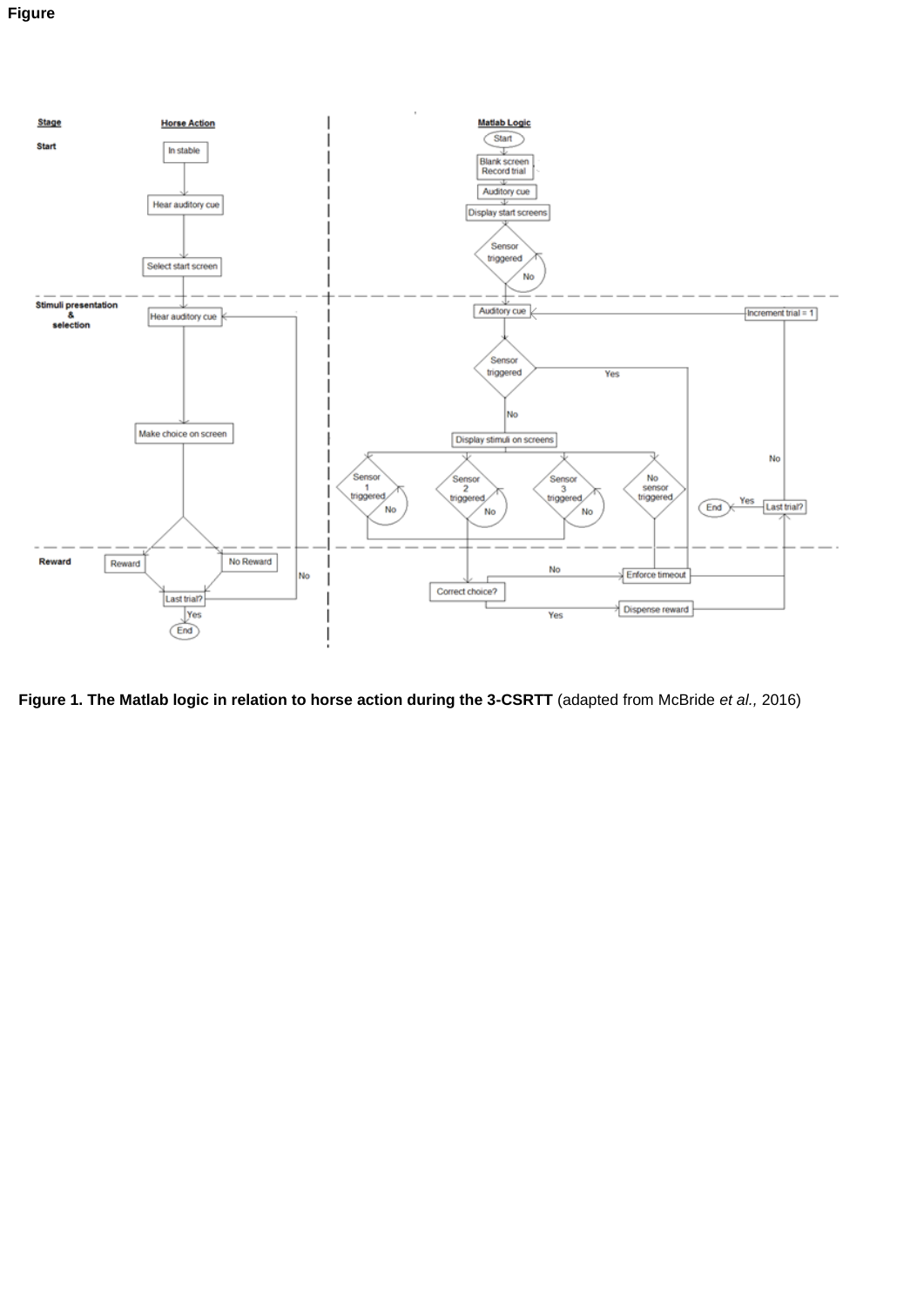**Figure**

**Figure 1. The Matlab logic in relation to horse action during the 3-CSRTT** (adapted from McBride *et al.*, 2016)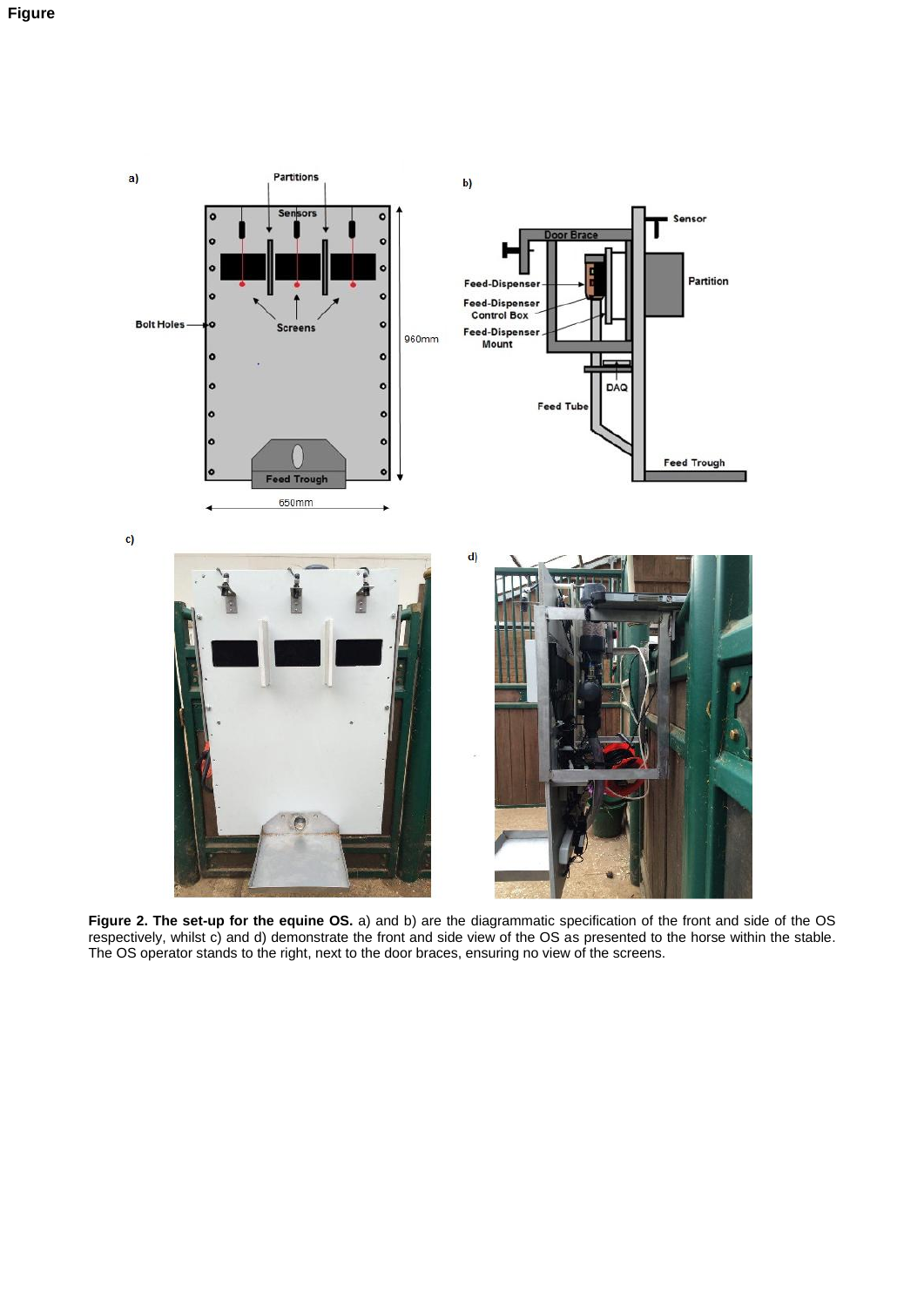**Figure**

**Figure 2. The set-up for the equine OS.** a) and b) are the diagrammatic specification of the front and side of the OS respectively, whilst c) and d) demonstrate the front and side view of the OS as presented to the horse within the stable. The OS operator stands to the right, next to the door braces, ensuring no view of the screens.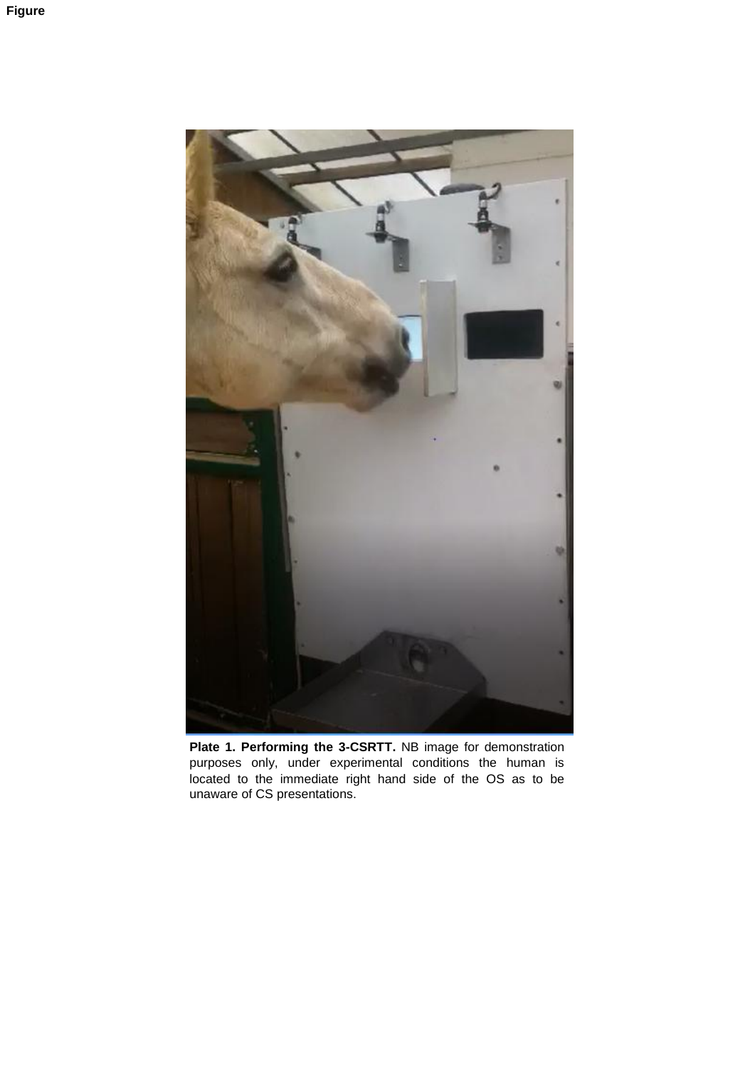Figure

**Plate 1. Performing the 3-CSRTT.** NB image for demonstration purposes only, under experimental conditions the human is located to the immediate right hand side of the OS as to be unaware of CS presentations.